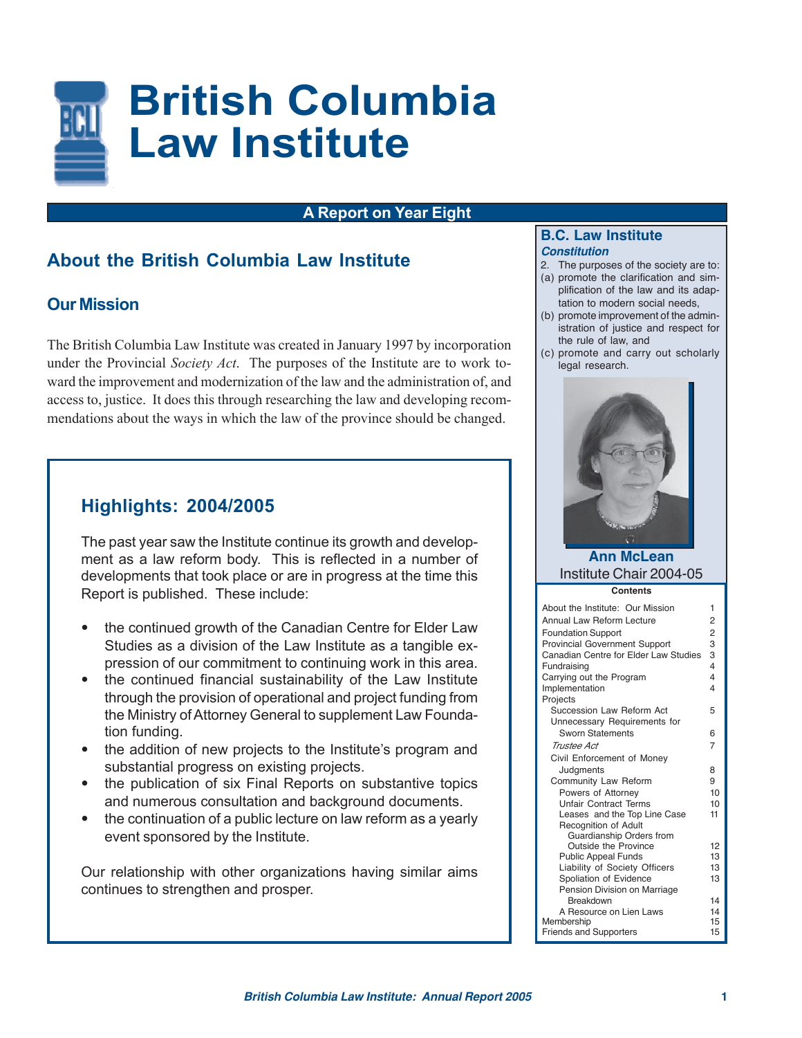# British Columbia Law Institute

**A Report on Year Eight**

## About the British Columbia Law Institute

### Our Mission

The British Columbia Law Institute was created in January 1997 by incorporation under the Provincial *Society Act*. The purposes of the Institute are to work toward the improvement and modernization of the law and the administration of, and access to, justice. It does this through researching the law and developing recommendations about the ways in which the law of the province should be changed.

### Highlights: 2004/2005

The past year saw the Institute continue its growth and development as a law reform body. This is reflected in a number of developments that took place or are in progress at the time this Report is published. These include:

- the continued growth of the Canadian Centre for Elder Law Studies as a division of the Law Institute as a tangible expression of our commitment to continuing work in this area.
- the continued financial sustainability of the Law Institute through the provision of operational and project funding from the Ministry of Attorney General to supplement Law Foundation funding.
- the addition of new projects to the Institute's program and substantial progress on existing projects.
- the publication of six Final Reports on substantive topics and numerous consultation and background documents.
- the continuation of a public lecture on law reform as a yearly event sponsored by the Institute.

Our relationship with other organizations having similar aims continues to strengthen and prosper.

### B.C. Law Institute

***Constitution***

2. The purposes of the society are to:

(a) promote the clarification and simplification of the law and its adaptation to modern social needs,

(b) promote improvement of the administration of justice and respect for the rule of law, and

(c) promote and carry out scholarly legal research.

**Ann McLean**
Institute Chair 2004-05

**Contents**

| | |
|---|---|
| About the Institute: Our Mission | 1 |
| Annual Law Reform Lecture | 2 |
| Foundation Support | 2 |
| Provincial Government Support | 3 |
| Canadian Centre for Elder Law Studies | 3 |
| Fundraising | 4 |
| Carrying out the Program | 4 |
| Implementation | 4 |
| Projects | |
| Succession Law Reform Act | 5 |
| Unnecessary Requirements for Sworn Statements | 6 |
| *Trustee Act* | 7 |
| Civil Enforcement of Money Judgments | 8 |
| Community Law Reform | 9 |
| Powers of Attorney | 10 |
| Unfair Contract Terms | 10 |
| Leases and the Top Line Case | 11 |
| Recognition of Adult Guardianship Orders from Outside the Province | 12 |
| Public Appeal Funds | 13 |
| Liability of Society Officers | 13 |
| Spoliation of Evidence | 13 |
| Pension Division on Marriage Breakdown | 14 |
| A Resource on Lien Laws | 14 |
| Membership | 15 |
| Friends and Supporters | 15 |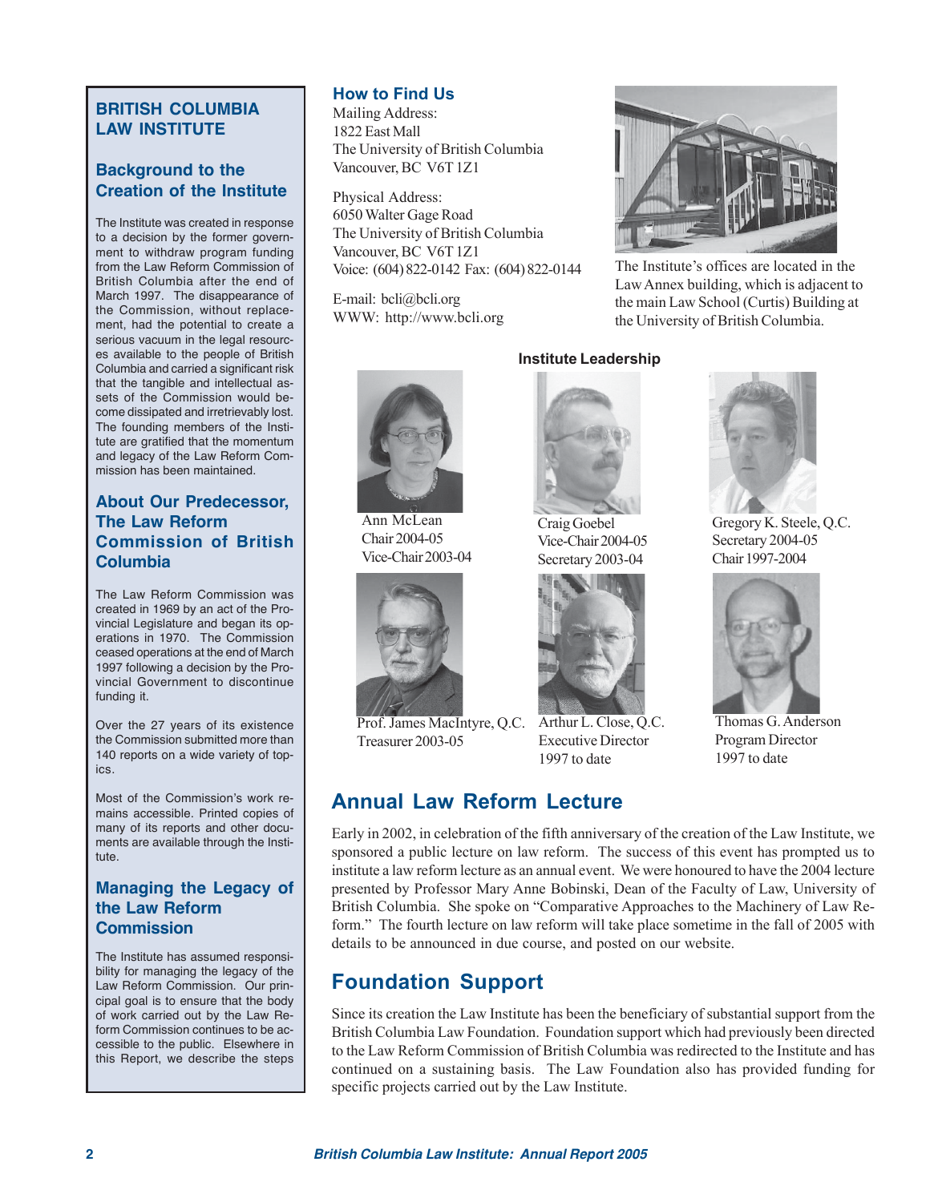## BRITISH COLUMBIA LAW INSTITUTE

### Background to the Creation of the Institute

The Institute was created in response to a decision by the former government to withdraw program funding from the Law Reform Commission of British Columbia after the end of March 1997. The disappearance of the Commission, without replacement, had the potential to create a serious vacuum in the legal resources available to the people of British Columbia and carried a significant risk that the tangible and intellectual assets of the Commission would become dissipated and irretrievably lost. The founding members of the Institute are gratified that the momentum and legacy of the Law Reform Commission has been maintained.

### About Our Predecessor, The Law Reform Commission of British Columbia

The Law Reform Commission was created in 1969 by an act of the Provincial Legislature and began its operations in 1970. The Commission ceased operations at the end of March 1997 following a decision by the Provincial Government to discontinue funding it.

Over the 27 years of its existence the Commission submitted more than 140 reports on a wide variety of topics.

Most of the Commission's work remains accessible. Printed copies of many of its reports and other documents are available through the Institute.

### Managing the Legacy of the Law Reform Commission

The Institute has assumed responsibility for managing the legacy of the Law Reform Commission. Our principal goal is to ensure that the body of work carried out by the Law Reform Commission continues to be accessible to the public. Elsewhere in this Report, we describe the steps

### How to Find Us

Mailing Address:
1822 East Mall
The University of British Columbia
Vancouver, BC V6T 1Z1

Physical Address:
6050 Walter Gage Road
The University of British Columbia
Vancouver, BC V6T 1Z1
Voice: (604) 822-0142 Fax: (604) 822-0144

E-mail: bcli@bcli.org
WWW: http://www.bcli.org

The Institute's offices are located in the Law Annex building, which is adjacent to the main Law School (Curtis) Building at the University of British Columbia.

**Institute Leadership**

Ann McLean
Chair 2004-05
Vice-Chair 2003-04

Craig Goebel
Vice-Chair 2004-05
Secretary 2003-04

Gregory K. Steele, Q.C.
Secretary 2004-05
Chair 1997-2004

Prof. James MacIntyre, Q.C.
Treasurer 2003-05

Arthur L. Close, Q.C.
Executive Director
1997 to date

Thomas G. Anderson
Program Director
1997 to date

## Annual Law Reform Lecture

Early in 2002, in celebration of the fifth anniversary of the creation of the Law Institute, we sponsored a public lecture on law reform. The success of this event has prompted us to institute a law reform lecture as an annual event. We were honoured to have the 2004 lecture presented by Professor Mary Anne Bobinski, Dean of the Faculty of Law, University of British Columbia. She spoke on "Comparative Approaches to the Machinery of Law Reform." The fourth lecture on law reform will take place sometime in the fall of 2005 with details to be announced in due course, and posted on our website.

## Foundation Support

Since its creation the Law Institute has been the beneficiary of substantial support from the British Columbia Law Foundation. Foundation support which had previously been directed to the Law Reform Commission of British Columbia was redirected to the Institute and has continued on a sustaining basis. The Law Foundation also has provided funding for specific projects carried out by the Law Institute.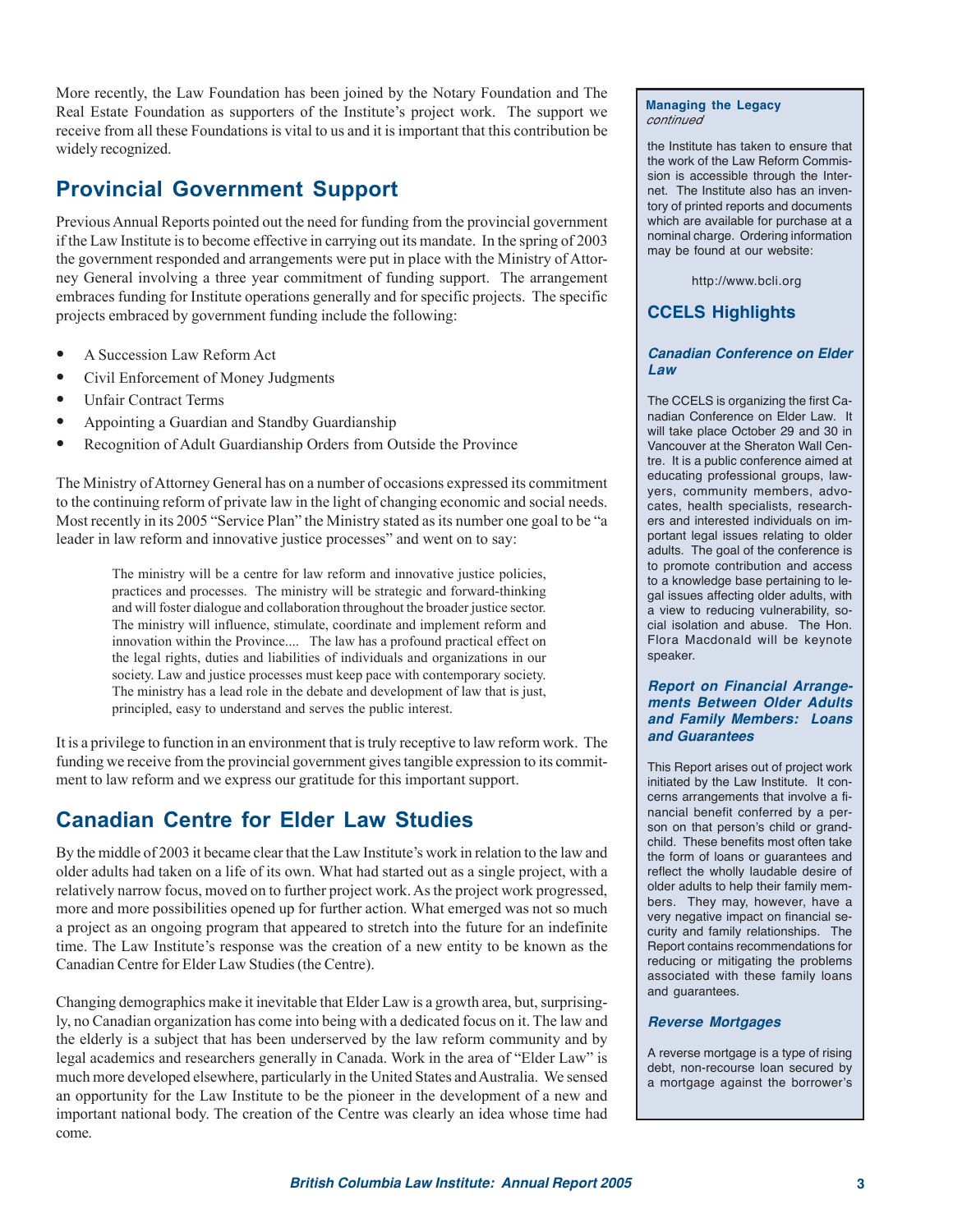More recently, the Law Foundation has been joined by the Notary Foundation and The Real Estate Foundation as supporters of the Institute's project work. The support we receive from all these Foundations is vital to us and it is important that this contribution be widely recognized.

## Provincial Government Support

Previous Annual Reports pointed out the need for funding from the provincial government if the Law Institute is to become effective in carrying out its mandate. In the spring of 2003 the government responded and arrangements were put in place with the Ministry of Attorney General involving a three year commitment of funding support. The arrangement embraces funding for Institute operations generally and for specific projects. The specific projects embraced by government funding include the following:

- A Succession Law Reform Act
- Civil Enforcement of Money Judgments
- Unfair Contract Terms
- Appointing a Guardian and Standby Guardianship
- Recognition of Adult Guardianship Orders from Outside the Province

The Ministry of Attorney General has on a number of occasions expressed its commitment to the continuing reform of private law in the light of changing economic and social needs. Most recently in its 2005 "Service Plan" the Ministry stated as its number one goal to be "a leader in law reform and innovative justice processes" and went on to say:

> The ministry will be a centre for law reform and innovative justice policies, practices and processes. The ministry will be strategic and forward-thinking and will foster dialogue and collaboration throughout the broader justice sector. The ministry will influence, stimulate, coordinate and implement reform and innovation within the Province.... The law has a profound practical effect on the legal rights, duties and liabilities of individuals and organizations in our society. Law and justice processes must keep pace with contemporary society. The ministry has a lead role in the debate and development of law that is just, principled, easy to understand and serves the public interest.

It is a privilege to function in an environment that is truly receptive to law reform work. The funding we receive from the provincial government gives tangible expression to its commitment to law reform and we express our gratitude for this important support.

## Canadian Centre for Elder Law Studies

By the middle of 2003 it became clear that the Law Institute's work in relation to the law and older adults had taken on a life of its own. What had started out as a single project, with a relatively narrow focus, moved on to further project work. As the project work progressed, more and more possibilities opened up for further action. What emerged was not so much a project as an ongoing program that appeared to stretch into the future for an indefinite time. The Law Institute's response was the creation of a new entity to be known as the Canadian Centre for Elder Law Studies (the Centre).

Changing demographics make it inevitable that Elder Law is a growth area, but, surprisingly, no Canadian organization has come into being with a dedicated focus on it. The law and the elderly is a subject that has been underserved by the law reform community and by legal academics and researchers generally in Canada. Work in the area of "Elder Law" is much more developed elsewhere, particularly in the United States and Australia. We sensed an opportunity for the Law Institute to be the pioneer in the development of a new and important national body. The creation of the Centre was clearly an idea whose time had come.

**Managing the Legacy**
*continued*

the Institute has taken to ensure that the work of the Law Reform Commission is accessible through the Internet. The Institute also has an inventory of printed reports and documents which are available for purchase at a nominal charge. Ordering information may be found at our website:

http://www.bcli.org

## CCELS Highlights

### *Canadian Conference on Elder Law*

The CCELS is organizing the first Canadian Conference on Elder Law. It will take place October 29 and 30 in Vancouver at the Sheraton Wall Centre. It is a public conference aimed at educating professional groups, lawyers, community members, advocates, health specialists, researchers and interested individuals on important legal issues relating to older adults. The goal of the conference is to promote contribution and access to a knowledge base pertaining to legal issues affecting older adults, with a view to reducing vulnerability, social isolation and abuse. The Hon. Flora Macdonald will be keynote speaker.

### *Report on Financial Arrangements Between Older Adults and Family Members: Loans and Guarantees*

This Report arises out of project work initiated by the Law Institute. It concerns arrangements that involve a financial benefit conferred by a person on that person's child or grandchild. These benefits most often take the form of loans or guarantees and reflect the wholly laudable desire of older adults to help their family members. They may, however, have a very negative impact on financial security and family relationships. The Report contains recommendations for reducing or mitigating the problems associated with these family loans and guarantees.

### *Reverse Mortgages*

A reverse mortgage is a type of rising debt, non-recourse loan secured by a mortgage against the borrower's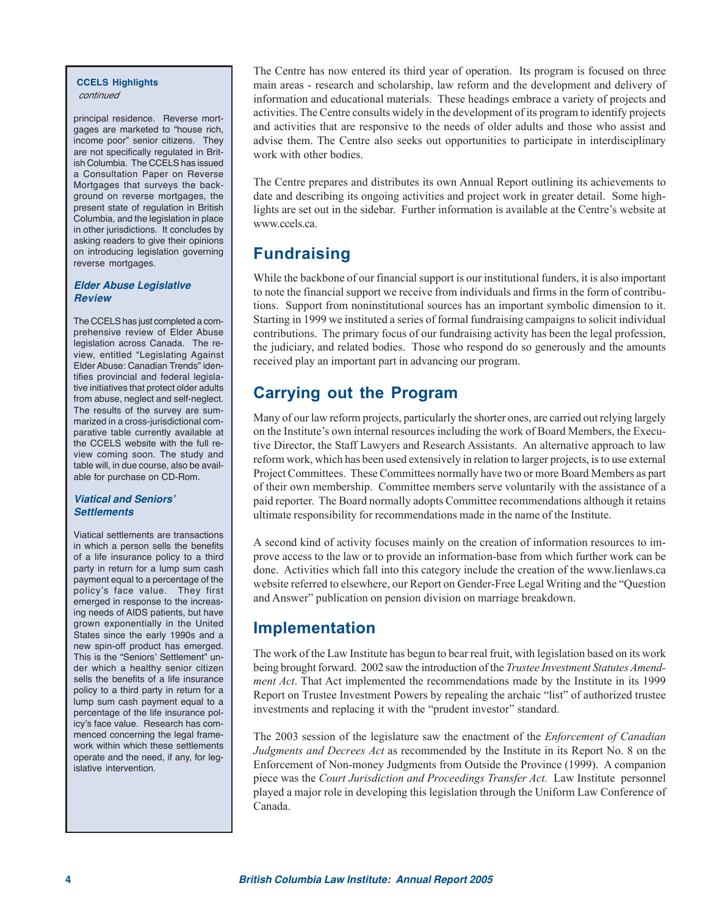**CCELS Highlights**
*continued*

principal residence. Reverse mortgages are marketed to "house rich, income poor" senior citizens. They are not specifically regulated in British Columbia. The CCELS has issued a Consultation Paper on Reverse Mortgages that surveys the background on reverse mortgages, the present state of regulation in British Columbia, and the legislation in place in other jurisdictions. It concludes by asking readers to give their opinions on introducing legislation governing reverse mortgages.

***Elder Abuse Legislative Review***

The CCELS has just completed a comprehensive review of Elder Abuse legislation across Canada. The review, entitled "Legislating Against Elder Abuse: Canadian Trends" identifies provincial and federal legislative initiatives that protect older adults from abuse, neglect and self-neglect. The results of the survey are summarized in a cross-jurisdictional comparative table currently available at the CCELS website with the full review coming soon. The study and table will, in due course, also be available for purchase on CD-Rom.

***Viatical and Seniors' Settlements***

Viatical settlements are transactions in which a person sells the benefits of a life insurance policy to a third party in return for a lump sum cash payment equal to a percentage of the policy's face value. They first emerged in response to the increasing needs of AIDS patients, but have grown exponentially in the United States since the early 1990s and a new spin-off product has emerged. This is the "Seniors' Settlement" under which a healthy senior citizen sells the benefits of a life insurance policy to a third party in return for a lump sum cash payment equal to a percentage of the life insurance policy's face value. Research has commenced concerning the legal framework within which these settlements operate and the need, if any, for legislative intervention.

The Centre has now entered its third year of operation. Its program is focused on three main areas - research and scholarship, law reform and the development and delivery of information and educational materials. These headings embrace a variety of projects and activities. The Centre consults widely in the development of its program to identify projects and activities that are responsive to the needs of older adults and those who assist and advise them. The Centre also seeks out opportunities to participate in interdisciplinary work with other bodies.

The Centre prepares and distributes its own Annual Report outlining its achievements to date and describing its ongoing activities and project work in greater detail. Some highlights are set out in the sidebar. Further information is available at the Centre's website at www.ccels.ca.

## Fundraising

While the backbone of our financial support is our institutional funders, it is also important to note the financial support we receive from individuals and firms in the form of contributions. Support from noninstitutional sources has an important symbolic dimension to it. Starting in 1999 we instituted a series of formal fundraising campaigns to solicit individual contributions. The primary focus of our fundraising activity has been the legal profession, the judiciary, and related bodies. Those who respond do so generously and the amounts received play an important part in advancing our program.

## Carrying out the Program

Many of our law reform projects, particularly the shorter ones, are carried out relying largely on the Institute's own internal resources including the work of Board Members, the Executive Director, the Staff Lawyers and Research Assistants. An alternative approach to law reform work, which has been used extensively in relation to larger projects, is to use external Project Committees. These Committees normally have two or more Board Members as part of their own membership. Committee members serve voluntarily with the assistance of a paid reporter. The Board normally adopts Committee recommendations although it retains ultimate responsibility for recommendations made in the name of the Institute.

A second kind of activity focuses mainly on the creation of information resources to improve access to the law or to provide an information-base from which further work can be done. Activities which fall into this category include the creation of the www.lienlaws.ca website referred to elsewhere, our Report on Gender-Free Legal Writing and the "Question and Answer" publication on pension division on marriage breakdown.

## Implementation

The work of the Law Institute has begun to bear real fruit, with legislation based on its work being brought forward. 2002 saw the introduction of the *Trustee Investment Statutes Amendment Act*. That Act implemented the recommendations made by the Institute in its 1999 Report on Trustee Investment Powers by repealing the archaic "list" of authorized trustee investments and replacing it with the "prudent investor" standard.

The 2003 session of the legislature saw the enactment of the *Enforcement of Canadian Judgments and Decrees Act* as recommended by the Institute in its Report No. 8 on the Enforcement of Non-money Judgments from Outside the Province (1999). A companion piece was the *Court Jurisdiction and Proceedings Transfer Act.* Law Institute personnel played a major role in developing this legislation through the Uniform Law Conference of Canada.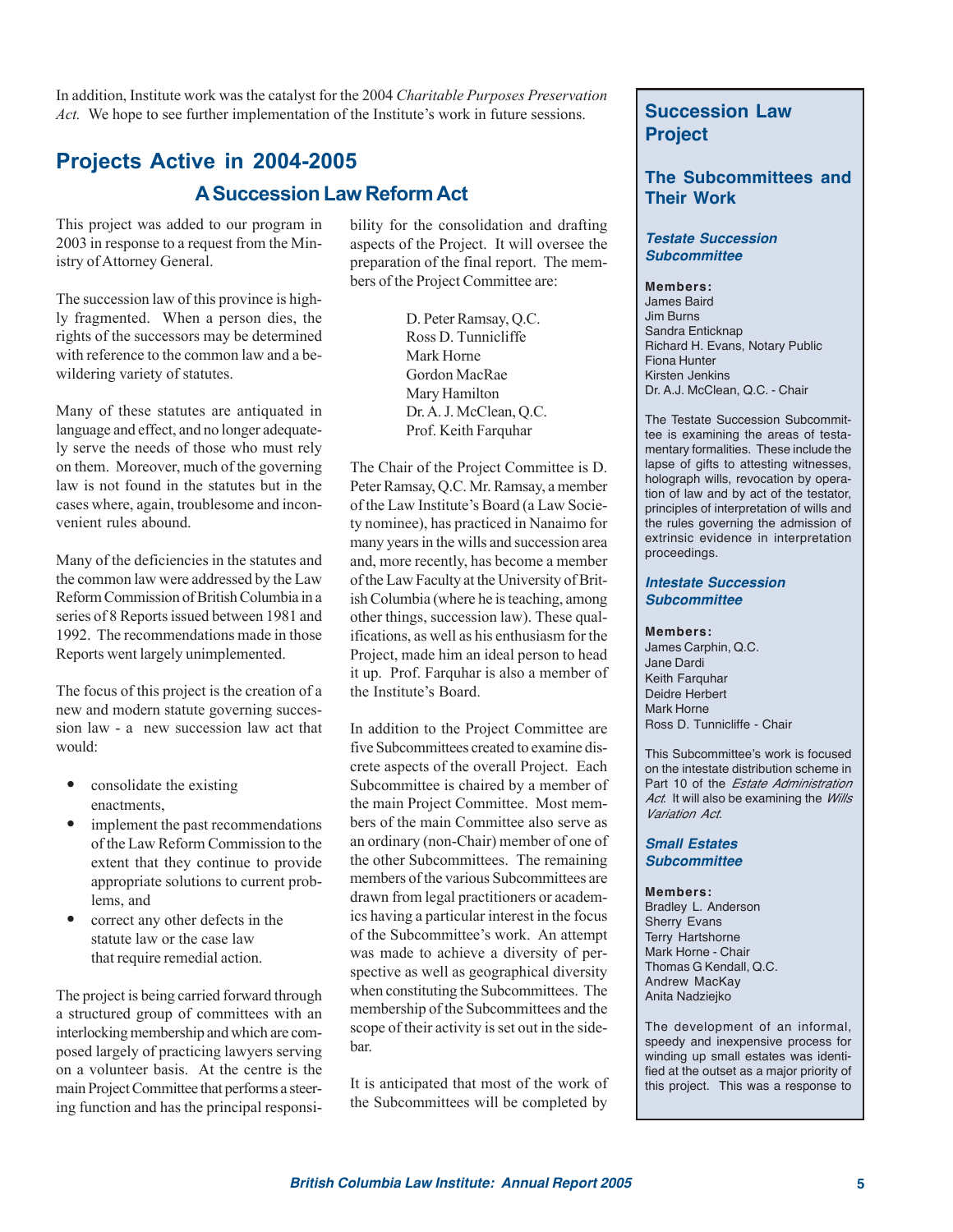In addition, Institute work was the catalyst for the 2004 *Charitable Purposes Preservation Act.* We hope to see further implementation of the Institute's work in future sessions.

## Projects Active in 2004-2005

### A Succession Law Reform Act

This project was added to our program in 2003 in response to a request from the Ministry of Attorney General.

The succession law of this province is highly fragmented. When a person dies, the rights of the successors may be determined with reference to the common law and a bewildering variety of statutes.

Many of these statutes are antiquated in language and effect, and no longer adequately serve the needs of those who must rely on them. Moreover, much of the governing law is not found in the statutes but in the cases where, again, troublesome and inconvenient rules abound.

Many of the deficiencies in the statutes and the common law were addressed by the Law Reform Commission of British Columbia in a series of 8 Reports issued between 1981 and 1992. The recommendations made in those Reports went largely unimplemented.

The focus of this project is the creation of a new and modern statute governing succession law - a new succession law act that would:

- consolidate the existing enactments,
- implement the past recommendations of the Law Reform Commission to the extent that they continue to provide appropriate solutions to current problems, and
- correct any other defects in the statute law or the case law that require remedial action.

The project is being carried forward through a structured group of committees with an interlocking membership and which are composed largely of practicing lawyers serving on a volunteer basis. At the centre is the main Project Committee that performs a steering function and has the principal responsibility for the consolidation and drafting aspects of the Project. It will oversee the preparation of the final report. The members of the Project Committee are:

D. Peter Ramsay, Q.C.
Ross D. Tunnicliffe
Mark Horne
Gordon MacRae
Mary Hamilton
Dr. A. J. McClean, Q.C.
Prof. Keith Farquhar

The Chair of the Project Committee is D. Peter Ramsay, Q.C. Mr. Ramsay, a member of the Law Institute's Board (a Law Society nominee), has practiced in Nanaimo for many years in the wills and succession area and, more recently, has become a member of the Law Faculty at the University of British Columbia (where he is teaching, among other things, succession law). These qualifications, as well as his enthusiasm for the Project, made him an ideal person to head it up. Prof. Farquhar is also a member of the Institute's Board.

In addition to the Project Committee are five Subcommittees created to examine discrete aspects of the overall Project. Each Subcommittee is chaired by a member of the main Project Committee. Most members of the main Committee also serve as an ordinary (non-Chair) member of one of the other Subcommittees. The remaining members of the various Subcommittees are drawn from legal practitioners or academics having a particular interest in the focus of the Subcommittee's work. An attempt was made to achieve a diversity of perspective as well as geographical diversity when constituting the Subcommittees. The membership of the Subcommittees and the scope of their activity is set out in the sidebar.

It is anticipated that most of the work of the Subcommittees will be completed by

## Succession Law Project

### The Subcommittees and Their Work

#### *Testate Succession Subcommittee*

**Members:**
James Baird
Jim Burns
Sandra Enticknap
Richard H. Evans, Notary Public
Fiona Hunter
Kirsten Jenkins
Dr. A.J. McClean, Q.C. - Chair

The Testate Succession Subcommittee is examining the areas of testamentary formalities. These include the lapse of gifts to attesting witnesses, holograph wills, revocation by operation of law and by act of the testator, principles of interpretation of wills and the rules governing the admission of extrinsic evidence in interpretation proceedings.

#### *Intestate Succession Subcommittee*

**Members:**
James Carphin, Q.C.
Jane Dardi
Keith Farquhar
Deidre Herbert
Mark Horne
Ross D. Tunnicliffe - Chair

This Subcommittee's work is focused on the intestate distribution scheme in Part 10 of the *Estate Administration Act*. It will also be examining the *Wills Variation Act*.

#### *Small Estates Subcommittee*

**Members:**
Bradley L. Anderson
Sherry Evans
Terry Hartshorne
Mark Horne - Chair
Thomas G Kendall, Q.C.
Andrew MacKay
Anita Nadziejko

The development of an informal, speedy and inexpensive process for winding up small estates was identified at the outset as a major priority of this project. This was a response to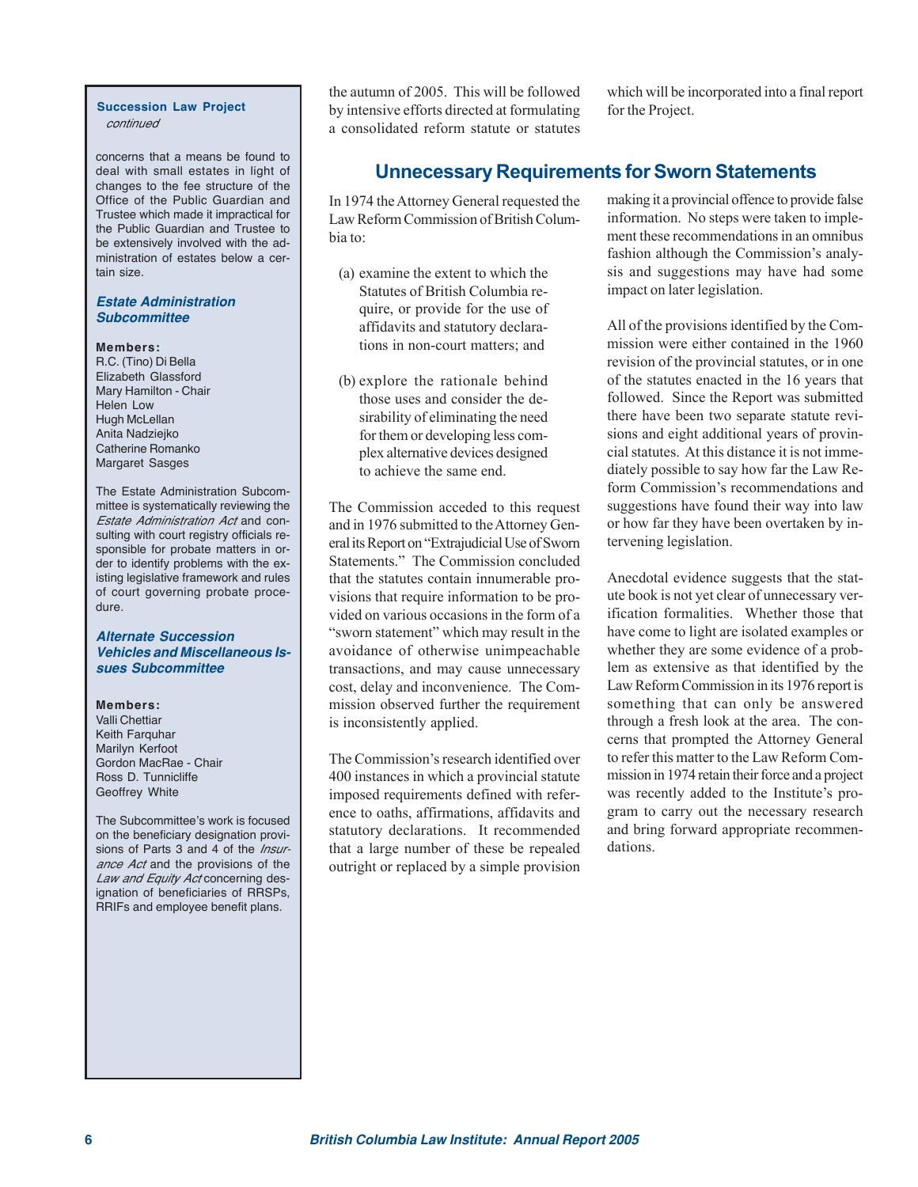**Succession Law Project**
*continued*

concerns that a means be found to deal with small estates in light of changes to the fee structure of the Office of the Public Guardian and Trustee which made it impractical for the Public Guardian and Trustee to be extensively involved with the administration of estates below a certain size.

***Estate Administration Subcommittee***

**Members:**
R.C. (Tino) Di Bella
Elizabeth Glassford
Mary Hamilton - Chair
Helen Low
Hugh McLellan
Anita Nadziejko
Catherine Romanko
Margaret Sasges

The Estate Administration Subcommittee is systematically reviewing the *Estate Administration Act* and consulting with court registry officials responsible for probate matters in order to identify problems with the existing legislative framework and rules of court governing probate procedure.

***Alternate Succession Vehicles and Miscellaneous Issues Subcommittee***

**Members:**
Valli Chettiar
Keith Farquhar
Marilyn Kerfoot
Gordon MacRae - Chair
Ross D. Tunnicliffe
Geoffrey White

The Subcommittee's work is focused on the beneficiary designation provisions of Parts 3 and 4 of the *Insurance Act* and the provisions of the *Law and Equity Act* concerning designation of beneficiaries of RRSPs, RRIFs and employee benefit plans.

the autumn of 2005. This will be followed by intensive efforts directed at formulating a consolidated reform statute or statutes which will be incorporated into a final report for the Project.

## Unnecessary Requirements for Sworn Statements

In 1974 the Attorney General requested the Law Reform Commission of British Columbia to:

(a) examine the extent to which the Statutes of British Columbia require, or provide for the use of affidavits and statutory declarations in non-court matters; and

(b) explore the rationale behind those uses and consider the desirability of eliminating the need for them or developing less complex alternative devices designed to achieve the same end.

The Commission acceded to this request and in 1976 submitted to the Attorney General its Report on "Extrajudicial Use of Sworn Statements." The Commission concluded that the statutes contain innumerable provisions that require information to be provided on various occasions in the form of a "sworn statement" which may result in the avoidance of otherwise unimpeachable transactions, and may cause unnecessary cost, delay and inconvenience. The Commission observed further the requirement is inconsistently applied.

The Commission's research identified over 400 instances in which a provincial statute imposed requirements defined with reference to oaths, affirmations, affidavits and statutory declarations. It recommended that a large number of these be repealed outright or replaced by a simple provision making it a provincial offence to provide false information. No steps were taken to implement these recommendations in an omnibus fashion although the Commission's analysis and suggestions may have had some impact on later legislation.

All of the provisions identified by the Commission were either contained in the 1960 revision of the provincial statutes, or in one of the statutes enacted in the 16 years that followed. Since the Report was submitted there have been two separate statute revisions and eight additional years of provincial statutes. At this distance it is not immediately possible to say how far the Law Reform Commission's recommendations and suggestions have found their way into law or how far they have been overtaken by intervening legislation.

Anecdotal evidence suggests that the statute book is not yet clear of unnecessary verification formalities. Whether those that have come to light are isolated examples or whether they are some evidence of a problem as extensive as that identified by the Law Reform Commission in its 1976 report is something that can only be answered through a fresh look at the area. The concerns that prompted the Attorney General to refer this matter to the Law Reform Commission in 1974 retain their force and a project was recently added to the Institute's program to carry out the necessary research and bring forward appropriate recommendations.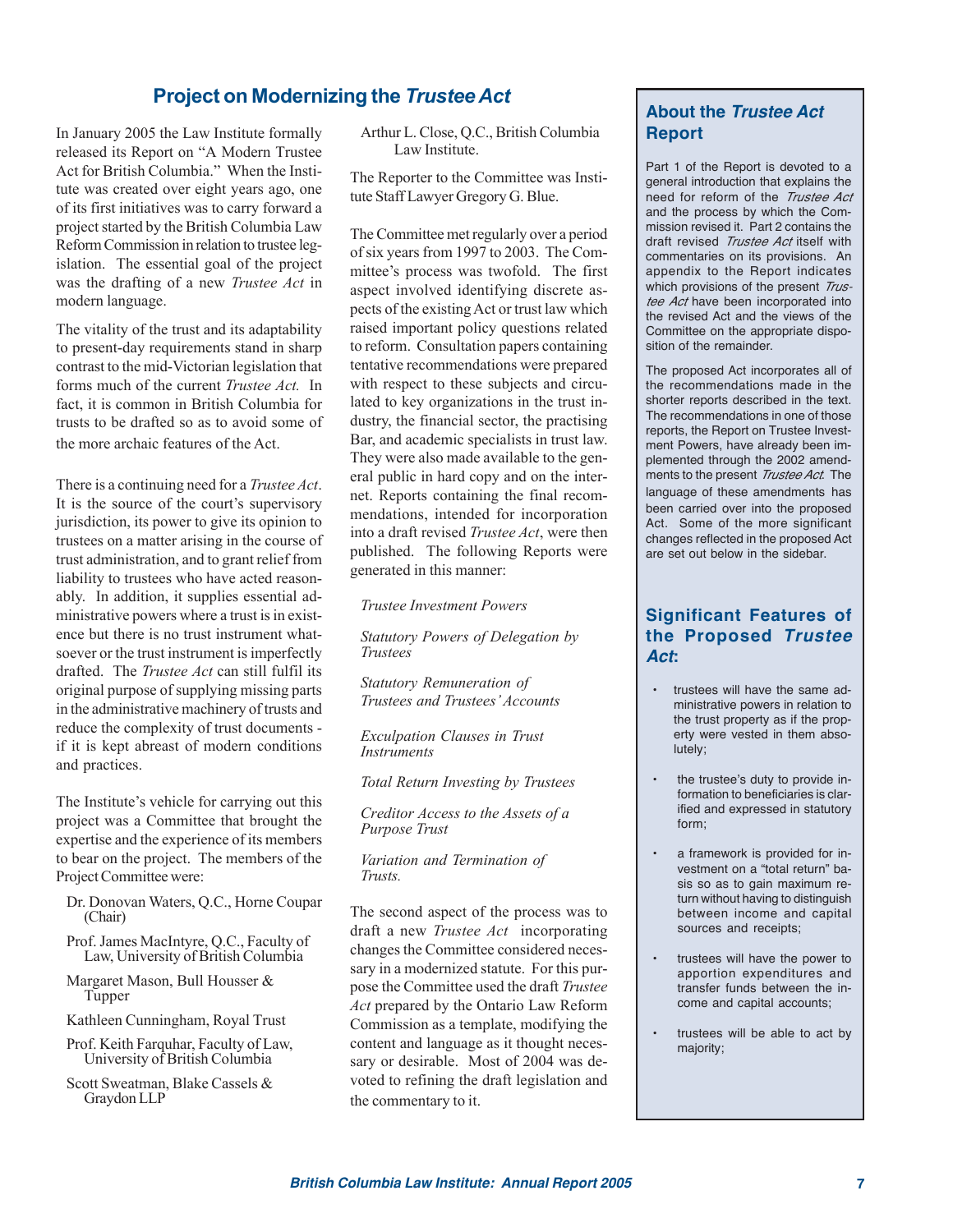## Project on Modernizing the *Trustee Act*

In January 2005 the Law Institute formally released its Report on "A Modern Trustee Act for British Columbia." When the Institute was created over eight years ago, one of its first initiatives was to carry forward a project started by the British Columbia Law Reform Commission in relation to trustee legislation. The essential goal of the project was the drafting of a new *Trustee Act* in modern language.

The vitality of the trust and its adaptability to present-day requirements stand in sharp contrast to the mid-Victorian legislation that forms much of the current *Trustee Act.* In fact, it is common in British Columbia for trusts to be drafted so as to avoid some of the more archaic features of the Act.

There is a continuing need for a *Trustee Act*. It is the source of the court's supervisory jurisdiction, its power to give its opinion to trustees on a matter arising in the course of trust administration, and to grant relief from liability to trustees who have acted reasonably. In addition, it supplies essential administrative powers where a trust is in existence but there is no trust instrument whatsoever or the trust instrument is imperfectly drafted. The *Trustee Act* can still fulfil its original purpose of supplying missing parts in the administrative machinery of trusts and reduce the complexity of trust documents - if it is kept abreast of modern conditions and practices.

The Institute's vehicle for carrying out this project was a Committee that brought the expertise and the experience of its members to bear on the project. The members of the Project Committee were:

- Dr. Donovan Waters, Q.C., Horne Coupar (Chair)
- Prof. James MacIntyre, Q.C., Faculty of Law, University of British Columbia
- Margaret Mason, Bull Housser & Tupper
- Kathleen Cunningham, Royal Trust
- Prof. Keith Farquhar, Faculty of Law, University of British Columbia
- Scott Sweatman, Blake Cassels & Graydon LLP
- Arthur L. Close, Q.C., British Columbia Law Institute.

The Reporter to the Committee was Institute Staff Lawyer Gregory G. Blue.

The Committee met regularly over a period of six years from 1997 to 2003. The Committee's process was twofold. The first aspect involved identifying discrete aspects of the existing Act or trust law which raised important policy questions related to reform. Consultation papers containing tentative recommendations were prepared with respect to these subjects and circulated to key organizations in the trust industry, the financial sector, the practising Bar, and academic specialists in trust law. They were also made available to the general public in hard copy and on the internet. Reports containing the final recommendations, intended for incorporation into a draft revised *Trustee Act*, were then published. The following Reports were generated in this manner:

*Trustee Investment Powers*

*Statutory Powers of Delegation by Trustees*

*Statutory Remuneration of Trustees and Trustees' Accounts*

*Exculpation Clauses in Trust Instruments*

*Total Return Investing by Trustees*

*Creditor Access to the Assets of a Purpose Trust*

*Variation and Termination of Trusts.*

The second aspect of the process was to draft a new *Trustee Act* incorporating changes the Committee considered necessary in a modernized statute. For this purpose the Committee used the draft *Trustee Act* prepared by the Ontario Law Reform Commission as a template, modifying the content and language as it thought necessary or desirable. Most of 2004 was devoted to refining the draft legislation and the commentary to it.

### About the *Trustee Act* Report

Part 1 of the Report is devoted to a general introduction that explains the need for reform of the *Trustee Act* and the process by which the Commission revised it. Part 2 contains the draft revised *Trustee Act* itself with commentaries on its provisions. An appendix to the Report indicates which provisions of the present *Trustee Act* have been incorporated into the revised Act and the views of the Committee on the appropriate disposition of the remainder.

The proposed Act incorporates all of the recommendations made in the shorter reports described in the text. The recommendations in one of those reports, the Report on Trustee Investment Powers, have already been implemented through the 2002 amendments to the present *Trustee Act*. The language of these amendments has been carried over into the proposed Act. Some of the more significant changes reflected in the proposed Act are set out below in the sidebar.

### Significant Features of the Proposed *Trustee Act*:

- trustees will have the same administrative powers in relation to the trust property as if the property were vested in them absolutely;
- the trustee's duty to provide information to beneficiaries is clarified and expressed in statutory form;
- a framework is provided for investment on a "total return" basis so as to gain maximum return without having to distinguish between income and capital sources and receipts;
- trustees will have the power to apportion expenditures and transfer funds between the income and capital accounts;
- trustees will be able to act by majority;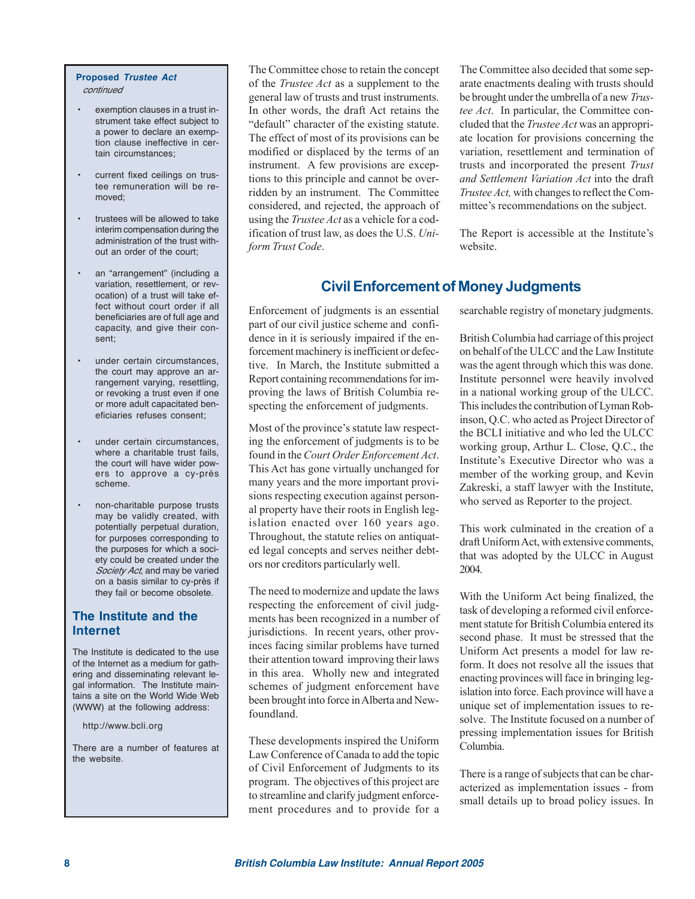**Proposed *Trustee Act***
*continued*

- exemption clauses in a trust instrument take effect subject to a power to declare an exemption clause ineffective in certain circumstances;
- current fixed ceilings on trustee remuneration will be removed;
- trustees will be allowed to take interim compensation during the administration of the trust without an order of the court;
- an "arrangement" (including a variation, resettlement, or revocation) of a trust will take effect without court order if all beneficiaries are of full age and capacity, and give their consent;
- under certain circumstances, the court may approve an arrangement varying, resettling, or revoking a trust even if one or more adult capacitated beneficiaries refuses consent;
- under certain circumstances, where a charitable trust fails, the court will have wider powers to approve a cy-près scheme.
- non-charitable purpose trusts may be validly created, with potentially perpetual duration, for purposes corresponding to the purposes for which a society could be created under the *Society Act*, and may be varied on a basis similar to cy-près if they fail or become obsolete.

## The Institute and the Internet

The Institute is dedicated to the use of the Internet as a medium for gathering and disseminating relevant legal information. The Institute maintains a site on the World Wide Web (WWW) at the following address:

http://www.bcli.org

There are a number of features at the website.

---

The Committee chose to retain the concept of the *Trustee Act* as a supplement to the general law of trusts and trust instruments. In other words, the draft Act retains the "default" character of the existing statute. The effect of most of its provisions can be modified or displaced by the terms of an instrument. A few provisions are exceptions to this principle and cannot be overridden by an instrument. The Committee considered, and rejected, the approach of using the *Trustee Act* as a vehicle for a codification of trust law, as does the U.S. *Uniform Trust Code*.

The Committee also decided that some separate enactments dealing with trusts should be brought under the umbrella of a new *Trustee Act*. In particular, the Committee concluded that the *Trustee Act* was an appropriate location for provisions concerning the variation, resettlement and termination of trusts and incorporated the present *Trust and Settlement Variation Act* into the draft *Trustee Act,* with changes to reflect the Committee's recommendations on the subject.

The Report is accessible at the Institute's website.

## Civil Enforcement of Money Judgments

Enforcement of judgments is an essential part of our civil justice scheme and confidence in it is seriously impaired if the enforcement machinery is inefficient or defective. In March, the Institute submitted a Report containing recommendations for improving the laws of British Columbia respecting the enforcement of judgments.

Most of the province's statute law respecting the enforcement of judgments is to be found in the *Court Order Enforcement Act*. This Act has gone virtually unchanged for many years and the more important provisions respecting execution against personal property have their roots in English legislation enacted over 160 years ago. Throughout, the statute relies on antiquated legal concepts and serves neither debtors nor creditors particularly well.

The need to modernize and update the laws respecting the enforcement of civil judgments has been recognized in a number of jurisdictions. In recent years, other provinces facing similar problems have turned their attention toward improving their laws in this area. Wholly new and integrated schemes of judgment enforcement have been brought into force in Alberta and Newfoundland.

These developments inspired the Uniform Law Conference of Canada to add the topic of Civil Enforcement of Judgments to its program. The objectives of this project are to streamline and clarify judgment enforcement procedures and to provide for a searchable registry of monetary judgments.

British Columbia had carriage of this project on behalf of the ULCC and the Law Institute was the agent through which this was done. Institute personnel were heavily involved in a national working group of the ULCC. This includes the contribution of Lyman Robinson, Q.C. who acted as Project Director of the BCLI initiative and who led the ULCC working group, Arthur L. Close, Q.C., the Institute's Executive Director who was a member of the working group, and Kevin Zakreski, a staff lawyer with the Institute, who served as Reporter to the project.

This work culminated in the creation of a draft Uniform Act, with extensive comments, that was adopted by the ULCC in August 2004.

With the Uniform Act being finalized, the task of developing a reformed civil enforcement statute for British Columbia entered its second phase. It must be stressed that the Uniform Act presents a model for law reform. It does not resolve all the issues that enacting provinces will face in bringing legislation into force. Each province will have a unique set of implementation issues to resolve. The Institute focused on a number of pressing implementation issues for British Columbia.

There is a range of subjects that can be characterized as implementation issues - from small details up to broad policy issues. In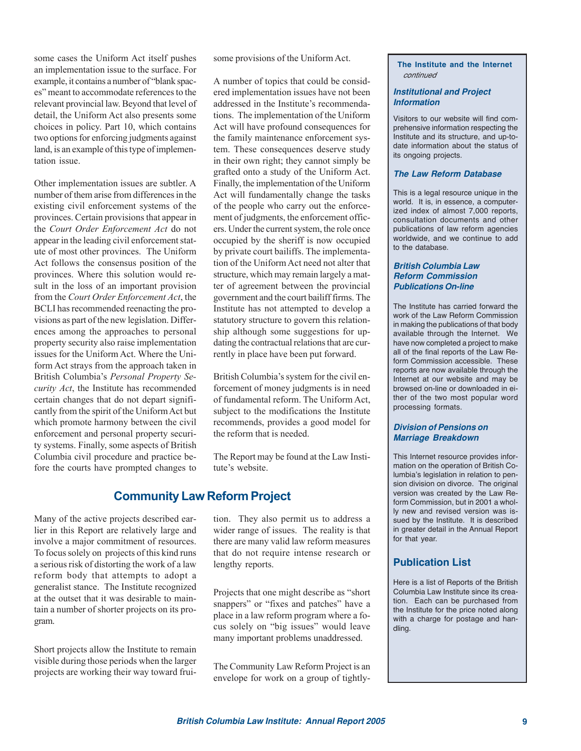some cases the Uniform Act itself pushes an implementation issue to the surface. For example, it contains a number of "blank spaces" meant to accommodate references to the relevant provincial law. Beyond that level of detail, the Uniform Act also presents some choices in policy. Part 10, which contains two options for enforcing judgments against land, is an example of this type of implementation issue.

Other implementation issues are subtler. A number of them arise from differences in the existing civil enforcement systems of the provinces. Certain provisions that appear in the *Court Order Enforcement Act* do not appear in the leading civil enforcement statute of most other provinces. The Uniform Act follows the consensus position of the provinces. Where this solution would result in the loss of an important provision from the *Court Order Enforcement Act*, the BCLI has recommended reenacting the provisions as part of the new legislation. Differences among the approaches to personal property security also raise implementation issues for the Uniform Act. Where the Uniform Act strays from the approach taken in British Columbia's *Personal Property Security Act*, the Institute has recommended certain changes that do not depart significantly from the spirit of the Uniform Act but which promote harmony between the civil enforcement and personal property security systems. Finally, some aspects of British Columbia civil procedure and practice before the courts have prompted changes to some provisions of the Uniform Act.

A number of topics that could be considered implementation issues have not been addressed in the Institute's recommendations. The implementation of the Uniform Act will have profound consequences for the family maintenance enforcement system. These consequences deserve study in their own right; they cannot simply be grafted onto a study of the Uniform Act. Finally, the implementation of the Uniform Act will fundamentally change the tasks of the people who carry out the enforcement of judgments, the enforcement officers. Under the current system, the role once occupied by the sheriff is now occupied by private court bailiffs. The implementation of the Uniform Act need not alter that structure, which may remain largely a matter of agreement between the provincial government and the court bailiff firms. The Institute has not attempted to develop a statutory structure to govern this relationship although some suggestions for updating the contractual relations that are currently in place have been put forward.

British Columbia's system for the civil enforcement of money judgments is in need of fundamental reform. The Uniform Act, subject to the modifications the Institute recommends, provides a good model for the reform that is needed.

The Report may be found at the Law Institute's website.

## Community Law Reform Project

Many of the active projects described earlier in this Report are relatively large and involve a major commitment of resources. To focus solely on projects of this kind runs a serious risk of distorting the work of a law reform body that attempts to adopt a generalist stance. The Institute recognized at the outset that it was desirable to maintain a number of shorter projects on its program.

Short projects allow the Institute to remain visible during those periods when the larger projects are working their way toward fruition. They also permit us to address a wider range of issues. The reality is that there are many valid law reform measures that do not require intense research or lengthy reports.

Projects that one might describe as "short snappers" or "fixes and patches" have a place in a law reform program where a focus solely on "big issues" would leave many important problems unaddressed.

The Community Law Reform Project is an envelope for work on a group of tightly-

**The Institute and the Internet** *continued*

***Institutional and Project Information***

Visitors to our website will find comprehensive information respecting the Institute and its structure, and up-to-date information about the status of its ongoing projects.

***The Law Reform Database***

This is a legal resource unique in the world. It is, in essence, a computerized index of almost 7,000 reports, consultation documents and other publications of law reform agencies worldwide, and we continue to add to the database.

***British Columbia Law Reform Commission Publications On-line***

The Institute has carried forward the work of the Law Reform Commission in making the publications of that body available through the Internet. We have now completed a project to make all of the final reports of the Law Reform Commission accessible. These reports are now available through the Internet at our website and may be browsed on-line or downloaded in either of the two most popular word processing formats.

***Division of Pensions on Marriage Breakdown***

This Internet resource provides information on the operation of British Columbia's legislation in relation to pension division on divorce. The original version was created by the Law Reform Commission, but in 2001 a wholly new and revised version was issued by the Institute. It is described in greater detail in the Annual Report for that year.

### Publication List

Here is a list of Reports of the British Columbia Law Institute since its creation. Each can be purchased from the Institute for the price noted along with a charge for postage and handling.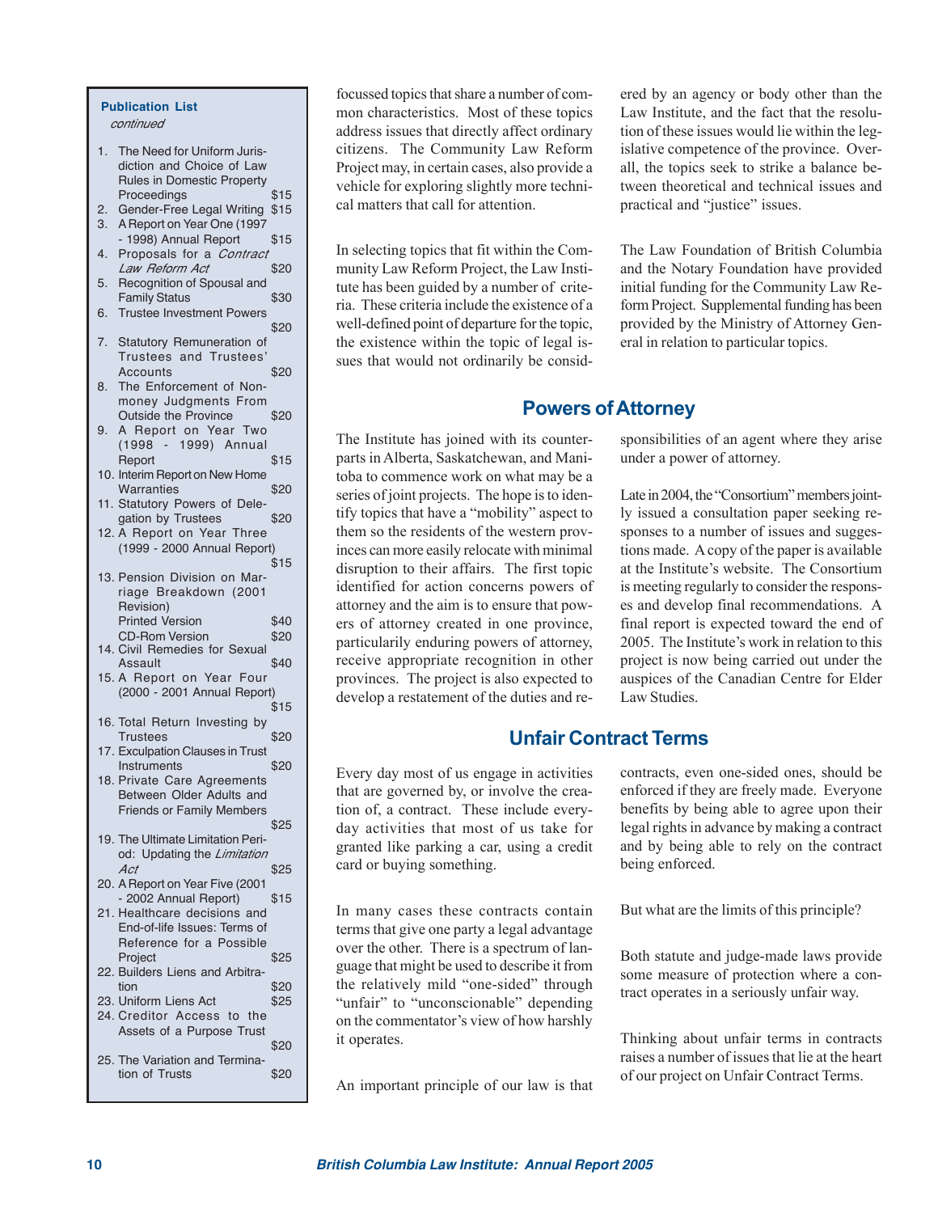focussed topics that share a number of common characteristics. Most of these topics address issues that directly affect ordinary citizens. The Community Law Reform Project may, in certain cases, also provide a vehicle for exploring slightly more technical matters that call for attention.

In selecting topics that fit within the Community Law Reform Project, the Law Institute has been guided by a number of criteria. These criteria include the existence of a well-defined point of departure for the topic, the existence within the topic of legal issues that would not ordinarily be considered by an agency or body other than the Law Institute, and the fact that the resolution of these issues would lie within the legislative competence of the province. Overall, the topics seek to strike a balance between theoretical and technical issues and practical and "justice" issues.

The Law Foundation of British Columbia and the Notary Foundation have provided initial funding for the Community Law Reform Project. Supplemental funding has been provided by the Ministry of Attorney General in relation to particular topics.

## Powers of Attorney

The Institute has joined with its counterparts in Alberta, Saskatchewan, and Manitoba to commence work on what may be a series of joint projects. The hope is to identify topics that have a "mobility" aspect to them so the residents of the western provinces can more easily relocate with minimal disruption to their affairs. The first topic identified for action concerns powers of attorney and the aim is to ensure that powers of attorney created in one province, particularily enduring powers of attorney, receive appropriate recognition in other provinces. The project is also expected to develop a restatement of the duties and responsibilities of an agent where they arise under a power of attorney.

Late in 2004, the "Consortium" members jointly issued a consultation paper seeking responses to a number of issues and suggestions made. A copy of the paper is available at the Institute's website. The Consortium is meeting regularly to consider the responses and develop final recommendations. A final report is expected toward the end of 2005. The Institute's work in relation to this project is now being carried out under the auspices of the Canadian Centre for Elder Law Studies.

## Unfair Contract Terms

Every day most of us engage in activities that are governed by, or involve the creation of, a contract. These include everyday activities that most of us take for granted like parking a car, using a credit card or buying something.

In many cases these contracts contain terms that give one party a legal advantage over the other. There is a spectrum of language that might be used to describe it from the relatively mild "one-sided" through "unfair" to "unconscionable" depending on the commentator's view of how harshly it operates.

An important principle of our law is that contracts, even one-sided ones, should be enforced if they are freely made. Everyone benefits by being able to agree upon their legal rights in advance by making a contract and by being able to rely on the contract being enforced.

But what are the limits of this principle?

Both statute and judge-made laws provide some measure of protection where a contract operates in a seriously unfair way.

Thinking about unfair terms in contracts raises a number of issues that lie at the heart of our project on Unfair Contract Terms.

---

**Publication List**
*continued*

1. The Need for Uniform Jurisdiction and Choice of Law Rules in Domestic Property Proceedings $15
2. Gender-Free Legal Writing $15
3. A Report on Year One (1997 - 1998) Annual Report $15
4. Proposals for a *Contract Law Reform Act* $20
5. Recognition of Spousal and Family Status $30
6. Trustee Investment Powers $20
7. Statutory Remuneration of Trustees and Trustees' Accounts $20
8. The Enforcement of Non-money Judgments From Outside the Province $20
9. A Report on Year Two (1998 - 1999) Annual Report $15
10. Interim Report on New Home Warranties $20
11. Statutory Powers of Delegation by Trustees $20
12. A Report on Year Three (1999 - 2000 Annual Report) $15
13. Pension Division on Marriage Breakdown (2001 Revision)
    Printed Version $40
    CD-Rom Version $20
14. Civil Remedies for Sexual Assault $40
15. A Report on Year Four (2000 - 2001 Annual Report) $15
16. Total Return Investing by Trustees $20
17. Exculpation Clauses in Trust Instruments $20
18. Private Care Agreements Between Older Adults and Friends or Family Members $25
19. The Ultimate Limitation Period: Updating the *Limitation Act* $25
20. A Report on Year Five (2001 - 2002 Annual Report) $15
21. Healthcare decisions and End-of-life Issues: Terms of Reference for a Possible Project $25
22. Builders Liens and Arbitration $20
23. Uniform Liens Act $25
24. Creditor Access to the Assets of a Purpose Trust $20
25. The Variation and Termination of Trusts $20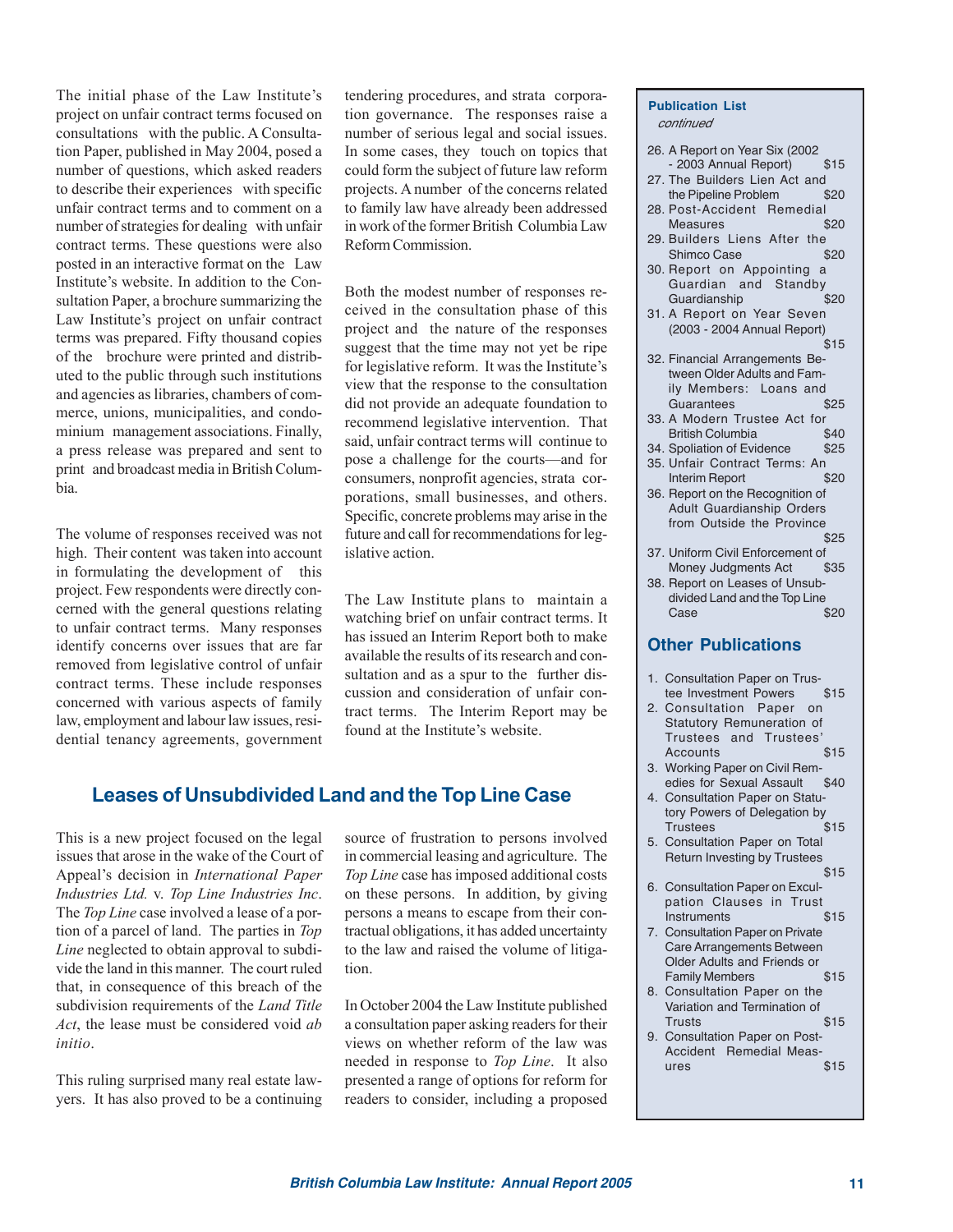The initial phase of the Law Institute's project on unfair contract terms focused on consultations with the public. A Consultation Paper, published in May 2004, posed a number of questions, which asked readers to describe their experiences with specific unfair contract terms and to comment on a number of strategies for dealing with unfair contract terms. These questions were also posted in an interactive format on the Law Institute's website. In addition to the Consultation Paper, a brochure summarizing the Law Institute's project on unfair contract terms was prepared. Fifty thousand copies of the brochure were printed and distributed to the public through such institutions and agencies as libraries, chambers of commerce, unions, municipalities, and condominium management associations. Finally, a press release was prepared and sent to print and broadcast media in British Columbia.

The volume of responses received was not high. Their content was taken into account in formulating the development of this project. Few respondents were directly concerned with the general questions relating to unfair contract terms. Many responses identify concerns over issues that are far removed from legislative control of unfair contract terms. These include responses concerned with various aspects of family law, employment and labour law issues, residential tenancy agreements, government tendering procedures, and strata corporation governance. The responses raise a number of serious legal and social issues. In some cases, they touch on topics that could form the subject of future law reform projects. A number of the concerns related to family law have already been addressed in work of the former British Columbia Law Reform Commission.

Both the modest number of responses received in the consultation phase of this project and the nature of the responses suggest that the time may not yet be ripe for legislative reform. It was the Institute's view that the response to the consultation did not provide an adequate foundation to recommend legislative intervention. That said, unfair contract terms will continue to pose a challenge for the courts—and for consumers, nonprofit agencies, strata corporations, small businesses, and others. Specific, concrete problems may arise in the future and call for recommendations for legislative action.

The Law Institute plans to maintain a watching brief on unfair contract terms. It has issued an Interim Report both to make available the results of its research and consultation and as a spur to the further discussion and consideration of unfair contract terms. The Interim Report may be found at the Institute's website.

## Leases of Unsubdivided Land and the Top Line Case

This is a new project focused on the legal issues that arose in the wake of the Court of Appeal's decision in *International Paper Industries Ltd.* v. *Top Line Industries Inc*. The *Top Line* case involved a lease of a portion of a parcel of land. The parties in *Top Line* neglected to obtain approval to subdivide the land in this manner. The court ruled that, in consequence of this breach of the subdivision requirements of the *Land Title Act*, the lease must be considered void *ab initio*.

This ruling surprised many real estate lawyers. It has also proved to be a continuing source of frustration to persons involved in commercial leasing and agriculture. The *Top Line* case has imposed additional costs on these persons. In addition, by giving persons a means to escape from their contractual obligations, it has added uncertainty to the law and raised the volume of litigation.

In October 2004 the Law Institute published a consultation paper asking readers for their views on whether reform of the law was needed in response to *Top Line*. It also presented a range of options for reform for readers to consider, including a proposed

**Publication List**
*continued*

26. A Report on Year Six (2002 - 2003 Annual Report) $15
27. The Builders Lien Act and the Pipeline Problem $20
28. Post-Accident Remedial Measures $20
29. Builders Liens After the Shimco Case $20
30. Report on Appointing a Guardian and Standby Guardianship $20
31. A Report on Year Seven (2003 - 2004 Annual Report) $15
32. Financial Arrangements Between Older Adults and Family Members: Loans and Guarantees $25
33. A Modern Trustee Act for British Columbia $40
34. Spoliation of Evidence $25
35. Unfair Contract Terms: An Interim Report $20
36. Report on the Recognition of Adult Guardianship Orders from Outside the Province $25
37. Uniform Civil Enforcement of Money Judgments Act $35
38. Report on Leases of Unsubdivided Land and the Top Line Case $20

### Other Publications

1. Consultation Paper on Trustee Investment Powers $15
2. Consultation Paper on Statutory Remuneration of Trustees and Trustees' Accounts $15
3. Working Paper on Civil Remedies for Sexual Assault $40
4. Consultation Paper on Statutory Powers of Delegation by Trustees $15
5. Consultation Paper on Total Return Investing by Trustees $15
6. Consultation Paper on Exculpation Clauses in Trust Instruments $15
7. Consultation Paper on Private Care Arrangements Between Older Adults and Friends or Family Members $15
8. Consultation Paper on the Variation and Termination of Trusts $15
9. Consultation Paper on Post-Accident Remedial Measures $15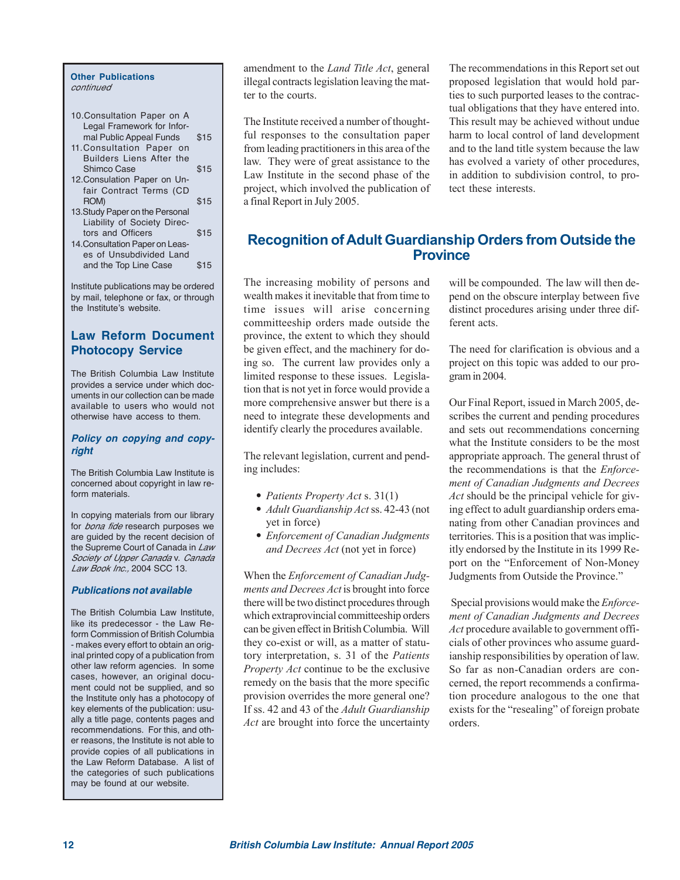**Other Publications** *continued*

10. Consultation Paper on A Legal Framework for Informal Public Appeal Funds $15
11. Consultation Paper on Builders Liens After the Shimco Case $15
12. Consulation Paper on Unfair Contract Terms (CD ROM) $15
13. Study Paper on the Personal Liability of Society Directors and Officers $15
14. Consultation Paper on Leases of Unsubdivided Land and the Top Line Case $15

Institute publications may be ordered by mail, telephone or fax, or through the Institute's website.

## Law Reform Document Photocopy Service

The British Columbia Law Institute provides a service under which documents in our collection can be made available to users who would not otherwise have access to them.

### *Policy on copying and copyright*

The British Columbia Law Institute is concerned about copyright in law reform materials.

In copying materials from our library for *bona fide* research purposes we are guided by the recent decision of the Supreme Court of Canada in *Law Society of Upper Canada* v. *Canada Law Book Inc.,* 2004 SCC 13.

### *Publications not available*

The British Columbia Law Institute, like its predecessor - the Law Reform Commission of British Columbia - makes every effort to obtain an original printed copy of a publication from other law reform agencies. In some cases, however, an original document could not be supplied, and so the Institute only has a photocopy of key elements of the publication: usually a title page, contents pages and recommendations. For this, and other reasons, the Institute is not able to provide copies of all publications in the Law Reform Database. A list of the categories of such publications may be found at our website.

amendment to the *Land Title Act*, general illegal contracts legislation leaving the matter to the courts.

The Institute received a number of thoughtful responses to the consultation paper from leading practitioners in this area of the law. They were of great assistance to the Law Institute in the second phase of the project, which involved the publication of a final Report in July 2005.

The recommendations in this Report set out proposed legislation that would hold parties to such purported leases to the contractual obligations that they have entered into. This result may be achieved without undue harm to local control of land development and to the land title system because the law has evolved a variety of other procedures, in addition to subdivision control, to protect these interests.

## Recognition of Adult Guardianship Orders from Outside the Province

The increasing mobility of persons and wealth makes it inevitable that from time to time issues will arise concerning committeeship orders made outside the province, the extent to which they should be given effect, and the machinery for doing so. The current law provides only a limited response to these issues. Legislation that is not yet in force would provide a more comprehensive answer but there is a need to integrate these developments and identify clearly the procedures available.

The relevant legislation, current and pending includes:

- *Patients Property Act* s. 31(1)
- *Adult Guardianship Act* ss. 42-43 (not yet in force)
- *Enforcement of Canadian Judgments and Decrees Act* (not yet in force)

When the *Enforcement of Canadian Judgments and Decrees Act* is brought into force there will be two distinct procedures through which extraprovincial committeeship orders can be given effect in British Columbia. Will they co-exist or will, as a matter of statutory interpretation, s. 31 of the *Patients Property Act* continue to be the exclusive remedy on the basis that the more specific provision overrides the more general one? If ss. 42 and 43 of the *Adult Guardianship Act* are brought into force the uncertainty will be compounded. The law will then depend on the obscure interplay between five distinct procedures arising under three different acts.

The need for clarification is obvious and a project on this topic was added to our program in 2004.

Our Final Report, issued in March 2005, describes the current and pending procedures and sets out recommendations concerning what the Institute considers to be the most appropriate approach. The general thrust of the recommendations is that the *Enforcement of Canadian Judgments and Decrees Act* should be the principal vehicle for giving effect to adult guardianship orders emanating from other Canadian provinces and territories. This is a position that was implicitly endorsed by the Institute in its 1999 Report on the "Enforcement of Non-Money Judgments from Outside the Province."

Special provisions would make the *Enforcement of Canadian Judgments and Decrees Act* procedure available to government officials of other provinces who assume guardianship responsibilities by operation of law. So far as non-Canadian orders are concerned, the report recommends a confirmation procedure analogous to the one that exists for the "resealing" of foreign probate orders.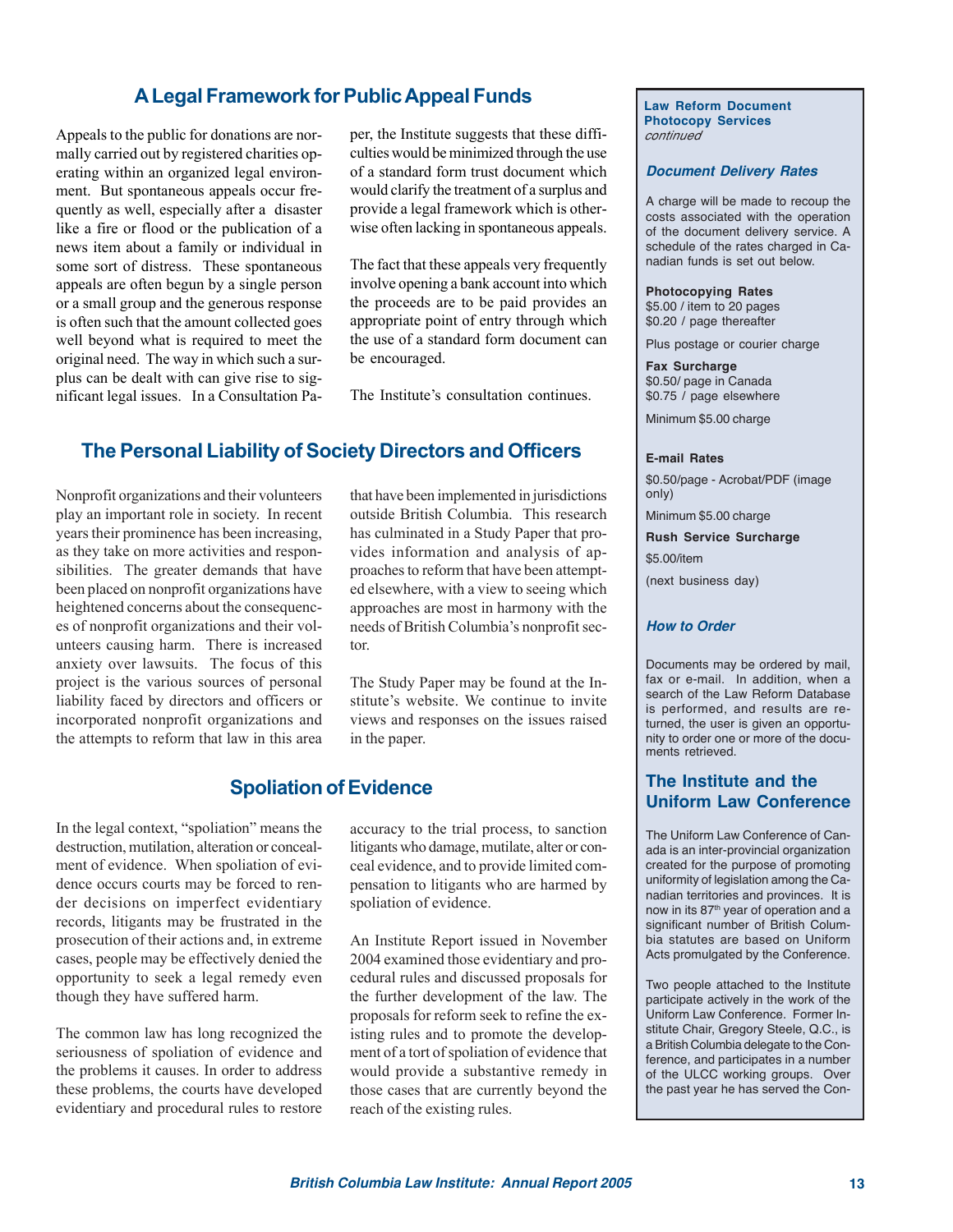## A Legal Framework for Public Appeal Funds

Appeals to the public for donations are normally carried out by registered charities operating within an organized legal environment. But spontaneous appeals occur frequently as well, especially after a disaster like a fire or flood or the publication of a news item about a family or individual in some sort of distress. These spontaneous appeals are often begun by a single person or a small group and the generous response is often such that the amount collected goes well beyond what is required to meet the original need. The way in which such a surplus can be dealt with can give rise to significant legal issues. In a Consultation Paper, the Institute suggests that these difficulties would be minimized through the use of a standard form trust document which would clarify the treatment of a surplus and provide a legal framework which is otherwise often lacking in spontaneous appeals.

The fact that these appeals very frequently involve opening a bank account into which the proceeds are to be paid provides an appropriate point of entry through which the use of a standard form document can be encouraged.

The Institute's consultation continues.

## The Personal Liability of Society Directors and Officers

Nonprofit organizations and their volunteers play an important role in society. In recent years their prominence has been increasing, as they take on more activities and responsibilities. The greater demands that have been placed on nonprofit organizations have heightened concerns about the consequences of nonprofit organizations and their volunteers causing harm. There is increased anxiety over lawsuits. The focus of this project is the various sources of personal liability faced by directors and officers or incorporated nonprofit organizations and the attempts to reform that law in this area that have been implemented in jurisdictions outside British Columbia. This research has culminated in a Study Paper that provides information and analysis of approaches to reform that have been attempted elsewhere, with a view to seeing which approaches are most in harmony with the needs of British Columbia's nonprofit sector.

The Study Paper may be found at the Institute's website. We continue to invite views and responses on the issues raised in the paper.

## Spoliation of Evidence

In the legal context, "spoliation" means the destruction, mutilation, alteration or concealment of evidence. When spoliation of evidence occurs courts may be forced to render decisions on imperfect evidentiary records, litigants may be frustrated in the prosecution of their actions and, in extreme cases, people may be effectively denied the opportunity to seek a legal remedy even though they have suffered harm.

The common law has long recognized the seriousness of spoliation of evidence and the problems it causes. In order to address these problems, the courts have developed evidentiary and procedural rules to restore accuracy to the trial process, to sanction litigants who damage, mutilate, alter or conceal evidence, and to provide limited compensation to litigants who are harmed by spoliation of evidence.

An Institute Report issued in November 2004 examined those evidentiary and procedural rules and discussed proposals for the further development of the law. The proposals for reform seek to refine the existing rules and to promote the development of a tort of spoliation of evidence that would provide a substantive remedy in those cases that are currently beyond the reach of the existing rules.

---

**Law Reform Document Photocopy Services**
*continued*

### *Document Delivery Rates*

A charge will be made to recoup the costs associated with the operation of the document delivery service. A schedule of the rates charged in Canadian funds is set out below.

**Photocopying Rates**
$5.00 / item to 20 pages
$0.20 / page thereafter

Plus postage or courier charge

**Fax Surcharge**
$0.50/ page in Canada
$0.75 / page elsewhere

Minimum $5.00 charge

**E-mail Rates**

$0.50/page - Acrobat/PDF (image only)

Minimum $5.00 charge

**Rush Service Surcharge**

$5.00/item

(next business day)

### *How to Order*

Documents may be ordered by mail, fax or e-mail. In addition, when a search of the Law Reform Database is performed, and results are returned, the user is given an opportunity to order one or more of the documents retrieved.

### The Institute and the Uniform Law Conference

The Uniform Law Conference of Canada is an inter-provincial organization created for the purpose of promoting uniformity of legislation among the Canadian territories and provinces. It is now in its 87th year of operation and a significant number of British Columbia statutes are based on Uniform Acts promulgated by the Conference.

Two people attached to the Institute participate actively in the work of the Uniform Law Conference. Former Institute Chair, Gregory Steele, Q.C., is a British Columbia delegate to the Conference, and participates in a number of the ULCC working groups. Over the past year he has served the Con-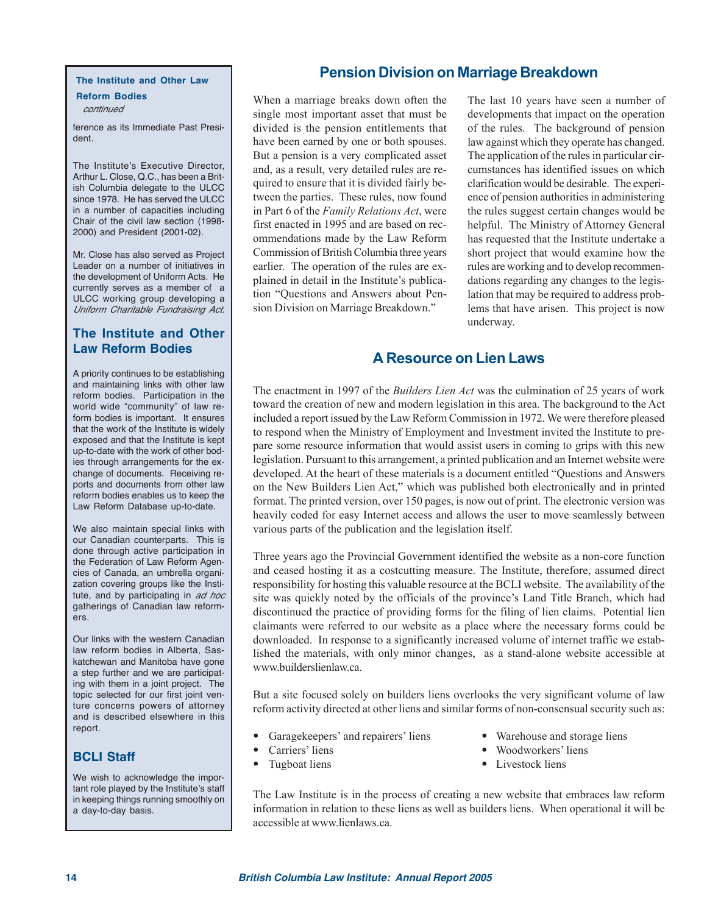### The Institute and Other Law Reform Bodies

*continued*

ference as its Immediate Past President.

The Institute's Executive Director, Arthur L. Close, Q.C., has been a British Columbia delegate to the ULCC since 1978. He has served the ULCC in a number of capacities including Chair of the civil law section (1998-2000) and President (2001-02).

Mr. Close has also served as Project Leader on a number of initiatives in the development of Uniform Acts. He currently serves as a member of a ULCC working group developing a *Uniform Charitable Fundraising Act*.

### The Institute and Other Law Reform Bodies

A priority continues to be establishing and maintaining links with other law reform bodies. Participation in the world wide "community" of law reform bodies is important. It ensures that the work of the Institute is widely exposed and that the Institute is kept up-to-date with the work of other bodies through arrangements for the exchange of documents. Receiving reports and documents from other law reform bodies enables us to keep the Law Reform Database up-to-date.

We also maintain special links with our Canadian counterparts. This is done through active participation in the Federation of Law Reform Agencies of Canada, an umbrella organization covering groups like the Institute, and by participating in *ad hoc* gatherings of Canadian law reformers.

Our links with the western Canadian law reform bodies in Alberta, Saskatchewan and Manitoba have gone a step further and we are participating with them in a joint project. The topic selected for our first joint venture concerns powers of attorney and is described elsewhere in this report.

### BCLI Staff

We wish to acknowledge the important role played by the Institute's staff in keeping things running smoothly on a day-to-day basis.

## Pension Division on Marriage Breakdown

When a marriage breaks down often the single most important asset that must be divided is the pension entitlements that have been earned by one or both spouses. But a pension is a very complicated asset and, as a result, very detailed rules are required to ensure that it is divided fairly between the parties. These rules, now found in Part 6 of the *Family Relations Act*, were first enacted in 1995 and are based on recommendations made by the Law Reform Commission of British Columbia three years earlier. The operation of the rules are explained in detail in the Institute's publication "Questions and Answers about Pension Division on Marriage Breakdown."

The last 10 years have seen a number of developments that impact on the operation of the rules. The background of pension law against which they operate has changed. The application of the rules in particular circumstances has identified issues on which clarification would be desirable. The experience of pension authorities in administering the rules suggest certain changes would be helpful. The Ministry of Attorney General has requested that the Institute undertake a short project that would examine how the rules are working and to develop recommendations regarding any changes to the legislation that may be required to address problems that have arisen. This project is now underway.

## A Resource on Lien Laws

The enactment in 1997 of the *Builders Lien Act* was the culmination of 25 years of work toward the creation of new and modern legislation in this area. The background to the Act included a report issued by the Law Reform Commission in 1972. We were therefore pleased to respond when the Ministry of Employment and Investment invited the Institute to prepare some resource information that would assist users in coming to grips with this new legislation. Pursuant to this arrangement, a printed publication and an Internet website were developed. At the heart of these materials is a document entitled "Questions and Answers on the New Builders Lien Act," which was published both electronically and in printed format. The printed version, over 150 pages, is now out of print. The electronic version was heavily coded for easy Internet access and allows the user to move seamlessly between various parts of the publication and the legislation itself.

Three years ago the Provincial Government identified the website as a non-core function and ceased hosting it as a costcutting measure. The Institute, therefore, assumed direct responsibility for hosting this valuable resource at the BCLI website. The availability of the site was quickly noted by the officials of the province's Land Title Branch, which had discontinued the practice of providing forms for the filing of lien claims. Potential lien claimants were referred to our website as a place where the necessary forms could be downloaded. In response to a significantly increased volume of internet traffic we established the materials, with only minor changes, as a stand-alone website accessible at www.builderslienlaw.ca.

But a site focused solely on builders liens overlooks the very significant volume of law reform activity directed at other liens and similar forms of non-consensual security such as:

- Garagekeepers' and repairers' liens
- Carriers' liens
- Tugboat liens
- Warehouse and storage liens
- Woodworkers' liens
- Livestock liens

The Law Institute is in the process of creating a new website that embraces law reform information in relation to these liens as well as builders liens. When operational it will be accessible at www.lienlaws.ca.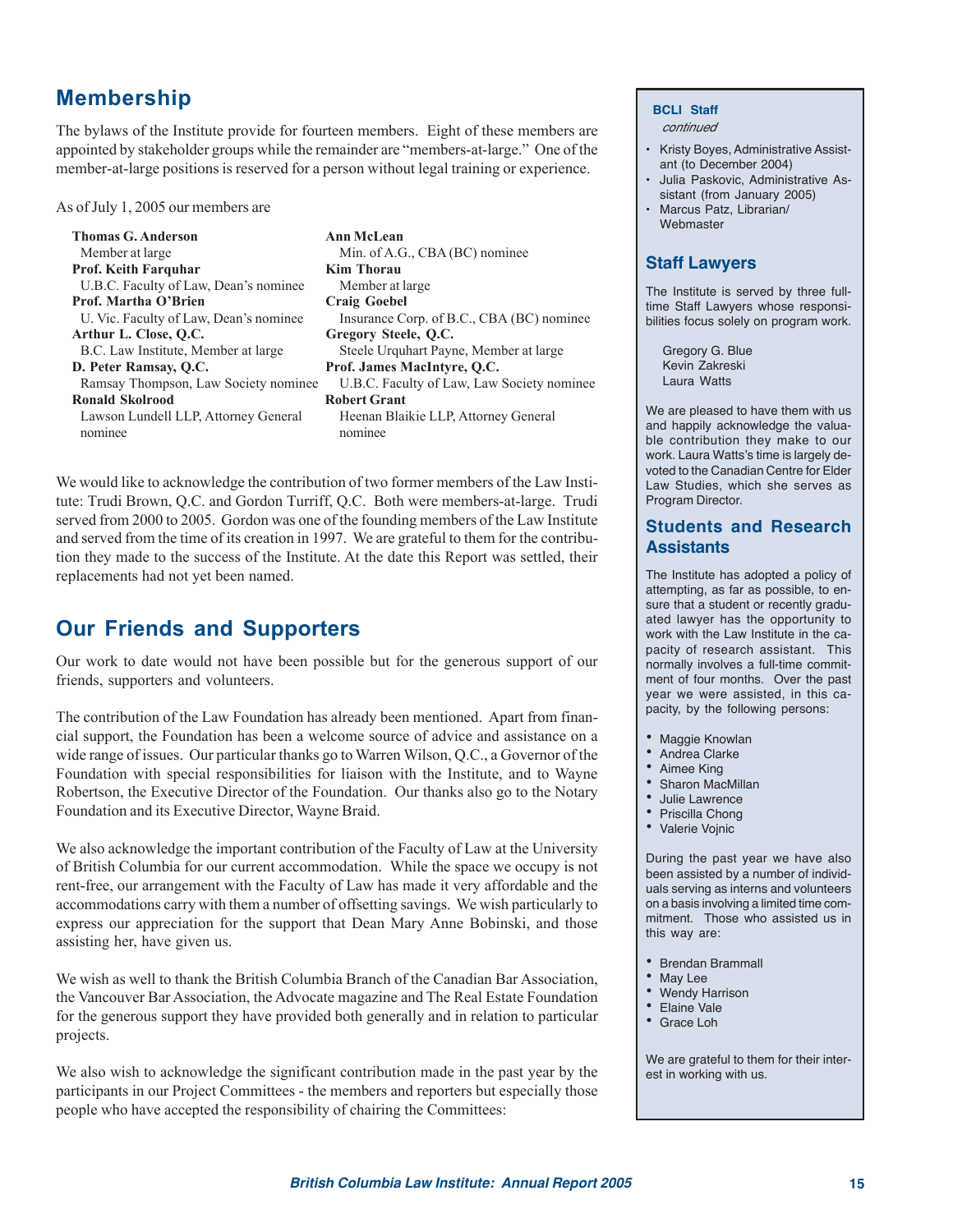## Membership

The bylaws of the Institute provide for fourteen members. Eight of these members are appointed by stakeholder groups while the remainder are "members-at-large." One of the member-at-large positions is reserved for a person without legal training or experience.

As of July 1, 2005 our members are

**Thomas G. Anderson**
Member at large

**Prof. Keith Farquhar**
U.B.C. Faculty of Law, Dean's nominee

**Prof. Martha O'Brien**
U. Vic. Faculty of Law, Dean's nominee

**Arthur L. Close, Q.C.**
B.C. Law Institute, Member at large

**D. Peter Ramsay, Q.C.**
Ramsay Thompson, Law Society nominee

**Ronald Skolrood**
Lawson Lundell LLP, Attorney General nominee

**Ann McLean**
Min. of A.G., CBA (BC) nominee

**Kim Thorau**
Member at large

**Craig Goebel**
Insurance Corp. of B.C., CBA (BC) nominee

**Gregory Steele, Q.C.**
Steele Urquhart Payne, Member at large

**Prof. James MacIntyre, Q.C.**
U.B.C. Faculty of Law, Law Society nominee

**Robert Grant**
Heenan Blaikie LLP, Attorney General nominee

We would like to acknowledge the contribution of two former members of the Law Institute: Trudi Brown, Q.C. and Gordon Turriff, Q.C. Both were members-at-large. Trudi served from 2000 to 2005. Gordon was one of the founding members of the Law Institute and served from the time of its creation in 1997. We are grateful to them for the contribution they made to the success of the Institute. At the date this Report was settled, their replacements had not yet been named.

## Our Friends and Supporters

Our work to date would not have been possible but for the generous support of our friends, supporters and volunteers.

The contribution of the Law Foundation has already been mentioned. Apart from financial support, the Foundation has been a welcome source of advice and assistance on a wide range of issues. Our particular thanks go to Warren Wilson, Q.C., a Governor of the Foundation with special responsibilities for liaison with the Institute, and to Wayne Robertson, the Executive Director of the Foundation. Our thanks also go to the Notary Foundation and its Executive Director, Wayne Braid.

We also acknowledge the important contribution of the Faculty of Law at the University of British Columbia for our current accommodation. While the space we occupy is not rent-free, our arrangement with the Faculty of Law has made it very affordable and the accommodations carry with them a number of offsetting savings. We wish particularly to express our appreciation for the support that Dean Mary Anne Bobinski, and those assisting her, have given us.

We wish as well to thank the British Columbia Branch of the Canadian Bar Association, the Vancouver Bar Association, the Advocate magazine and The Real Estate Foundation for the generous support they have provided both generally and in relation to particular projects.

We also wish to acknowledge the significant contribution made in the past year by the participants in our Project Committees - the members and reporters but especially those people who have accepted the responsibility of chairing the Committees:

### BCLI Staff

*continued*

- Kristy Boyes, Administrative Assistant (to December 2004)
- Julia Paskovic, Administrative Assistant (from January 2005)
- Marcus Patz, Librarian/ Webmaster

### Staff Lawyers

The Institute is served by three full-time Staff Lawyers whose responsibilities focus solely on program work.

Gregory G. Blue
Kevin Zakreski
Laura Watts

We are pleased to have them with us and happily acknowledge the valuable contribution they make to our work. Laura Watts's time is largely devoted to the Canadian Centre for Elder Law Studies, which she serves as Program Director.

### Students and Research Assistants

The Institute has adopted a policy of attempting, as far as possible, to ensure that a student or recently graduated lawyer has the opportunity to work with the Law Institute in the capacity of research assistant. This normally involves a full-time commitment of four months. Over the past year we were assisted, in this capacity, by the following persons:

- Maggie Knowlan
- Andrea Clarke
- Aimee King
- Sharon MacMillan
- Julie Lawrence
- Priscilla Chong
- Valerie Vojnic

During the past year we have also been assisted by a number of individuals serving as interns and volunteers on a basis involving a limited time commitment. Those who assisted us in this way are:

- Brendan Brammall
- May Lee
- Wendy Harrison
- Elaine Vale
- Grace Loh

We are grateful to them for their interest in working with us.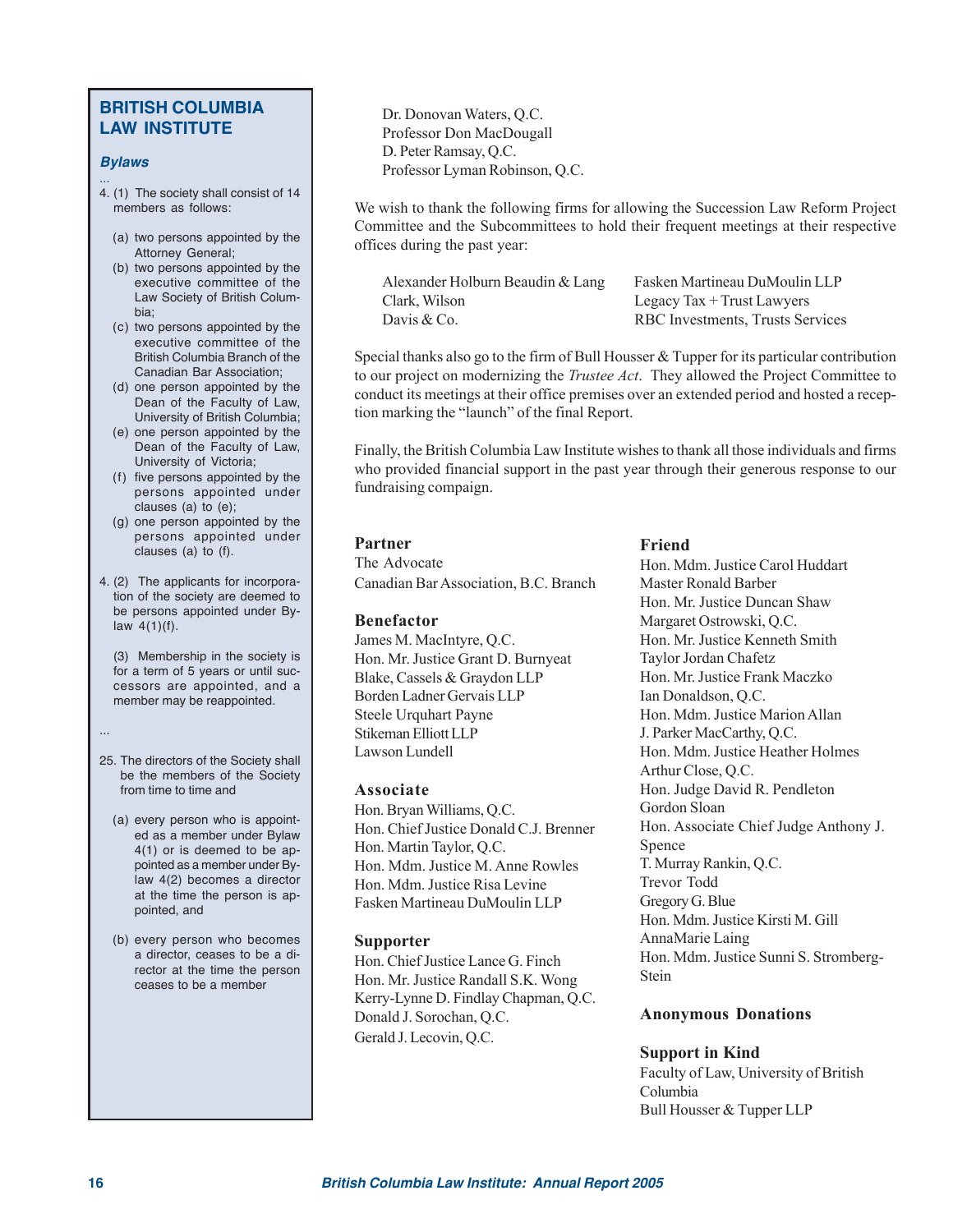## BRITISH COLUMBIA LAW INSTITUTE

### *Bylaws*

...

4. (1) The society shall consist of 14 members as follows:

   (a) two persons appointed by the Attorney General;
   (b) two persons appointed by the executive committee of the Law Society of British Columbia;
   (c) two persons appointed by the executive committee of the British Columbia Branch of the Canadian Bar Association;
   (d) one person appointed by the Dean of the Faculty of Law, University of British Columbia;
   (e) one person appointed by the Dean of the Faculty of Law, University of Victoria;
   (f) five persons appointed by the persons appointed under clauses (a) to (e);
   (g) one person appointed by the persons appointed under clauses (a) to (f).

4. (2) The applicants for incorporation of the society are deemed to be persons appointed under Bylaw 4(1)(f).

   (3) Membership in the society is for a term of 5 years or until successors are appointed, and a member may be reappointed.

...

25. The directors of the Society shall be the members of the Society from time to time and

   (a) every person who is appointed as a member under Bylaw 4(1) or is deemed to be appointed as a member under Bylaw 4(2) becomes a director at the time the person is appointed, and

   (b) every person who becomes a director, ceases to be a director at the time the person ceases to be a member

---

Dr. Donovan Waters, Q.C.
Professor Don MacDougall
D. Peter Ramsay, Q.C.
Professor Lyman Robinson, Q.C.

We wish to thank the following firms for allowing the Succession Law Reform Project Committee and the Subcommittees to hold their frequent meetings at their respective offices during the past year:

Alexander Holburn Beaudin & Lang
Clark, Wilson
Davis & Co.
Fasken Martineau DuMoulin LLP
Legacy Tax + Trust Lawyers
RBC Investments, Trusts Services

Special thanks also go to the firm of Bull Housser & Tupper for its particular contribution to our project on modernizing the *Trustee Act*. They allowed the Project Committee to conduct its meetings at their office premises over an extended period and hosted a reception marking the "launch" of the final Report.

Finally, the British Columbia Law Institute wishes to thank all those individuals and firms who provided financial support in the past year through their generous response to our fundraising compaign.

**Partner**
The Advocate
Canadian Bar Association, B.C. Branch

**Benefactor**
James M. MacIntyre, Q.C.
Hon. Mr. Justice Grant D. Burnyeat
Blake, Cassels & Graydon LLP
Borden Ladner Gervais LLP
Steele Urquhart Payne
Stikeman Elliott LLP
Lawson Lundell

**Associate**
Hon. Bryan Williams, Q.C.
Hon. Chief Justice Donald C.J. Brenner
Hon. Martin Taylor, Q.C.
Hon. Mdm. Justice M. Anne Rowles
Hon. Mdm. Justice Risa Levine
Fasken Martineau DuMoulin LLP

**Supporter**
Hon. Chief Justice Lance G. Finch
Hon. Mr. Justice Randall S.K. Wong
Kerry-Lynne D. Findlay Chapman, Q.C.
Donald J. Sorochan, Q.C.
Gerald J. Lecovin, Q.C.

**Friend**
Hon. Mdm. Justice Carol Huddart
Master Ronald Barber
Hon. Mr. Justice Duncan Shaw
Margaret Ostrowski, Q.C.
Hon. Mr. Justice Kenneth Smith
Taylor Jordan Chafetz
Hon. Mr. Justice Frank Maczko
Ian Donaldson, Q.C.
Hon. Mdm. Justice Marion Allan
J. Parker MacCarthy, Q.C.
Hon. Mdm. Justice Heather Holmes
Arthur Close, Q.C.
Hon. Judge David R. Pendleton
Gordon Sloan
Hon. Associate Chief Judge Anthony J. Spence
T. Murray Rankin, Q.C.
Trevor Todd
Gregory G. Blue
Hon. Mdm. Justice Kirsti M. Gill
AnnaMarie Laing
Hon. Mdm. Justice Sunni S. Stromberg-Stein

**Anonymous Donations**

**Support in Kind**
Faculty of Law, University of British Columbia
Bull Housser & Tupper LLP